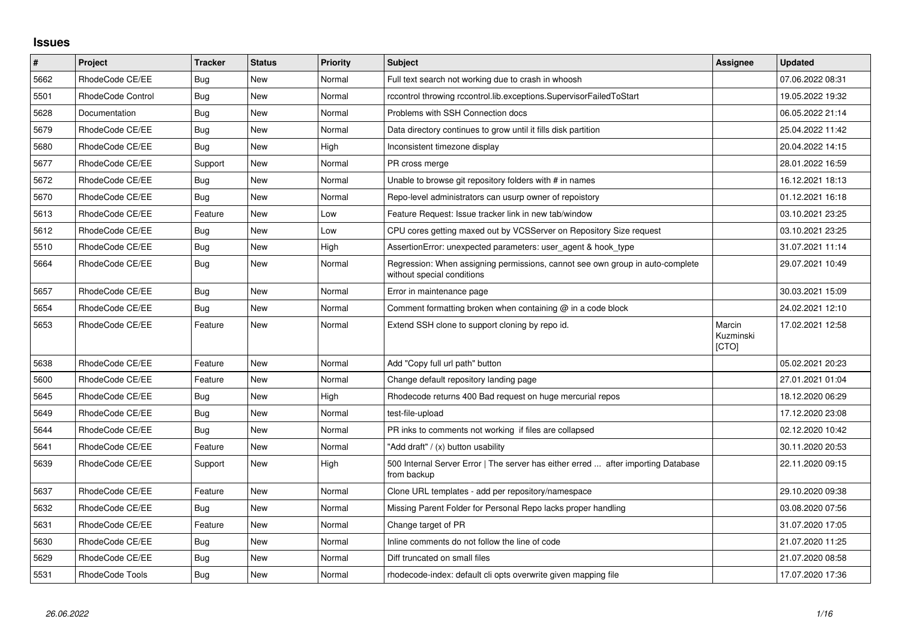## Issues

| # | Project | Tracker | Status | Priority | Subject | Assignee | Updated |
|---|---|---|---|---|---|---|---|
| 5662 | RhodeCode CE/EE | Bug | New | Normal | Full text search not working due to crash in whoosh | | 07.06.2022 08:31 |
| 5501 | RhodeCode Control | Bug | New | Normal | rccontrol throwing rccontrol.lib.exceptions.SupervisorFailedToStart | | 19.05.2022 19:32 |
| 5628 | Documentation | Bug | New | Normal | Problems with SSH Connection docs | | 06.05.2022 21:14 |
| 5679 | RhodeCode CE/EE | Bug | New | Normal | Data directory continues to grow until it fills disk partition | | 25.04.2022 11:42 |
| 5680 | RhodeCode CE/EE | Bug | New | High | Inconsistent timezone display | | 20.04.2022 14:15 |
| 5677 | RhodeCode CE/EE | Support | New | Normal | PR cross merge | | 28.01.2022 16:59 |
| 5672 | RhodeCode CE/EE | Bug | New | Normal | Unable to browse git repository folders with # in names | | 16.12.2021 18:13 |
| 5670 | RhodeCode CE/EE | Bug | New | Normal | Repo-level administrators can usurp owner of repoistory | | 01.12.2021 16:18 |
| 5613 | RhodeCode CE/EE | Feature | New | Low | Feature Request: Issue tracker link in new tab/window | | 03.10.2021 23:25 |
| 5612 | RhodeCode CE/EE | Bug | New | Low | CPU cores getting maxed out by VCSServer on Repository Size request | | 03.10.2021 23:25 |
| 5510 | RhodeCode CE/EE | Bug | New | High | AssertionError: unexpected parameters: user_agent & hook_type | | 31.07.2021 11:14 |
| 5664 | RhodeCode CE/EE | Bug | New | Normal | Regression: When assigning permissions, cannot see own group in auto-complete without special conditions | | 29.07.2021 10:49 |
| 5657 | RhodeCode CE/EE | Bug | New | Normal | Error in maintenance page | | 30.03.2021 15:09 |
| 5654 | RhodeCode CE/EE | Bug | New | Normal | Comment formatting broken when containing @ in a code block | | 24.02.2021 12:10 |
| 5653 | RhodeCode CE/EE | Feature | New | Normal | Extend SSH clone to support cloning by repo id. | Marcin Kuzminski [CTO] | 17.02.2021 12:58 |
| 5638 | RhodeCode CE/EE | Feature | New | Normal | Add "Copy full url path" button | | 05.02.2021 20:23 |
| 5600 | RhodeCode CE/EE | Feature | New | Normal | Change default repository landing page | | 27.01.2021 01:04 |
| 5645 | RhodeCode CE/EE | Bug | New | High | Rhodecode returns 400 Bad request on huge mercurial repos | | 18.12.2020 06:29 |
| 5649 | RhodeCode CE/EE | Bug | New | Normal | test-file-upload | | 17.12.2020 23:08 |
| 5644 | RhodeCode CE/EE | Bug | New | Normal | PR inks to comments not working if files are collapsed | | 02.12.2020 10:42 |
| 5641 | RhodeCode CE/EE | Feature | New | Normal | "Add draft" / (x) button usability | | 30.11.2020 20:53 |
| 5639 | RhodeCode CE/EE | Support | New | High | 500 Internal Server Error \| The server has either erred ... after importing Database from backup | | 22.11.2020 09:15 |
| 5637 | RhodeCode CE/EE | Feature | New | Normal | Clone URL templates - add per repository/namespace | | 29.10.2020 09:38 |
| 5632 | RhodeCode CE/EE | Bug | New | Normal | Missing Parent Folder for Personal Repo lacks proper handling | | 03.08.2020 07:56 |
| 5631 | RhodeCode CE/EE | Feature | New | Normal | Change target of PR | | 31.07.2020 17:05 |
| 5630 | RhodeCode CE/EE | Bug | New | Normal | Inline comments do not follow the line of code | | 21.07.2020 11:25 |
| 5629 | RhodeCode CE/EE | Bug | New | Normal | Diff truncated on small files | | 21.07.2020 08:58 |
| 5531 | RhodeCode Tools | Bug | New | Normal | rhodecode-index: default cli opts overwrite given mapping file | | 17.07.2020 17:36 |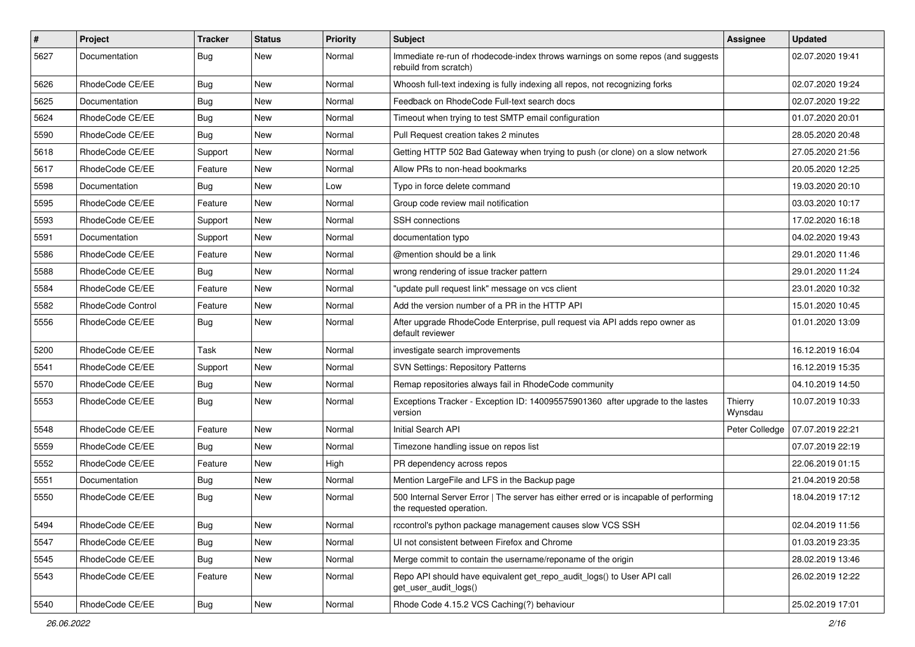| # | Project | Tracker | Status | Priority | Subject | Assignee | Updated |
|---|---|---|---|---|---|---|---|
| 5627 | Documentation | Bug | New | Normal | Immediate re-run of rhodecode-index throws warnings on some repos (and suggests rebuild from scratch) | | 02.07.2020 19:41 |
| 5626 | RhodeCode CE/EE | Bug | New | Normal | Whoosh full-text indexing is fully indexing all repos, not recognizing forks | | 02.07.2020 19:24 |
| 5625 | Documentation | Bug | New | Normal | Feedback on RhodeCode Full-text search docs | | 02.07.2020 19:22 |
| 5624 | RhodeCode CE/EE | Bug | New | Normal | Timeout when trying to test SMTP email configuration | | 01.07.2020 20:01 |
| 5590 | RhodeCode CE/EE | Bug | New | Normal | Pull Request creation takes 2 minutes | | 28.05.2020 20:48 |
| 5618 | RhodeCode CE/EE | Support | New | Normal | Getting HTTP 502 Bad Gateway when trying to push (or clone) on a slow network | | 27.05.2020 21:56 |
| 5617 | RhodeCode CE/EE | Feature | New | Normal | Allow PRs to non-head bookmarks | | 20.05.2020 12:25 |
| 5598 | Documentation | Bug | New | Low | Typo in force delete command | | 19.03.2020 20:10 |
| 5595 | RhodeCode CE/EE | Feature | New | Normal | Group code review mail notification | | 03.03.2020 10:17 |
| 5593 | RhodeCode CE/EE | Support | New | Normal | SSH connections | | 17.02.2020 16:18 |
| 5591 | Documentation | Support | New | Normal | documentation typo | | 04.02.2020 19:43 |
| 5586 | RhodeCode CE/EE | Feature | New | Normal | @mention should be a link | | 29.01.2020 11:46 |
| 5588 | RhodeCode CE/EE | Bug | New | Normal | wrong rendering of issue tracker pattern | | 29.01.2020 11:24 |
| 5584 | RhodeCode CE/EE | Feature | New | Normal | "update pull request link" message on vcs client | | 23.01.2020 10:32 |
| 5582 | RhodeCode Control | Feature | New | Normal | Add the version number of a PR in the HTTP API | | 15.01.2020 10:45 |
| 5556 | RhodeCode CE/EE | Bug | New | Normal | After upgrade RhodeCode Enterprise, pull request via API adds repo owner as default reviewer | | 01.01.2020 13:09 |
| 5200 | RhodeCode CE/EE | Task | New | Normal | investigate search improvements | | 16.12.2019 16:04 |
| 5541 | RhodeCode CE/EE | Support | New | Normal | SVN Settings: Repository Patterns | | 16.12.2019 15:35 |
| 5570 | RhodeCode CE/EE | Bug | New | Normal | Remap repositories always fail in RhodeCode community | | 04.10.2019 14:50 |
| 5553 | RhodeCode CE/EE | Bug | New | Normal | Exceptions Tracker - Exception ID: 140095575901360 after upgrade to the lastes version | Thierry Wynsdau | 10.07.2019 10:33 |
| 5548 | RhodeCode CE/EE | Feature | New | Normal | Initial Search API | Peter Colledge | 07.07.2019 22:21 |
| 5559 | RhodeCode CE/EE | Bug | New | Normal | Timezone handling issue on repos list | | 07.07.2019 22:19 |
| 5552 | RhodeCode CE/EE | Feature | New | High | PR dependency across repos | | 22.06.2019 01:15 |
| 5551 | Documentation | Bug | New | Normal | Mention LargeFile and LFS in the Backup page | | 21.04.2019 20:58 |
| 5550 | RhodeCode CE/EE | Bug | New | Normal | 500 Internal Server Error \| The server has either erred or is incapable of performing the requested operation. | | 18.04.2019 17:12 |
| 5494 | RhodeCode CE/EE | Bug | New | Normal | rccontrol's python package management causes slow VCS SSH | | 02.04.2019 11:56 |
| 5547 | RhodeCode CE/EE | Bug | New | Normal | UI not consistent between Firefox and Chrome | | 01.03.2019 23:35 |
| 5545 | RhodeCode CE/EE | Bug | New | Normal | Merge commit to contain the username/reponame of the origin | | 28.02.2019 13:46 |
| 5543 | RhodeCode CE/EE | Feature | New | Normal | Repo API should have equivalent get_repo_audit_logs() to User API call get_user_audit_logs() | | 26.02.2019 12:22 |
| 5540 | RhodeCode CE/EE | Bug | New | Normal | Rhode Code 4.15.2 VCS Caching(?) behaviour | | 25.02.2019 17:01 |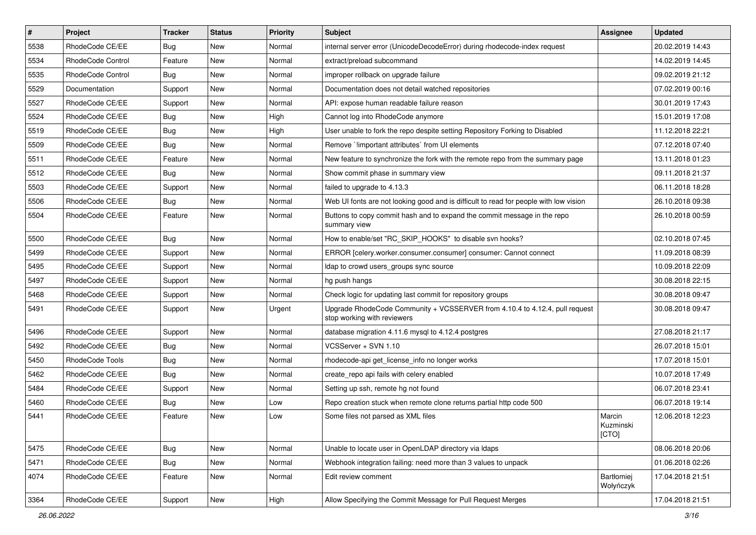| # | Project | Tracker | Status | Priority | Subject | Assignee | Updated |
|---|---|---|---|---|---|---|---|
| 5538 | RhodeCode CE/EE | Bug | New | Normal | internal server error (UnicodeDecodeError) during rhodecode-index request | | 20.02.2019 14:43 |
| 5534 | RhodeCode Control | Feature | New | Normal | extract/preload subcommand | | 14.02.2019 14:45 |
| 5535 | RhodeCode Control | Bug | New | Normal | improper rollback on upgrade failure | | 09.02.2019 21:12 |
| 5529 | Documentation | Support | New | Normal | Documentation does not detail watched repositories | | 07.02.2019 00:16 |
| 5527 | RhodeCode CE/EE | Support | New | Normal | API: expose human readable failure reason | | 30.01.2019 17:43 |
| 5524 | RhodeCode CE/EE | Bug | New | High | Cannot log into RhodeCode anymore | | 15.01.2019 17:08 |
| 5519 | RhodeCode CE/EE | Bug | New | High | User unable to fork the repo despite setting Repository Forking to Disabled | | 11.12.2018 22:21 |
| 5509 | RhodeCode CE/EE | Bug | New | Normal | Remove `!important attributes` from UI elements | | 07.12.2018 07:40 |
| 5511 | RhodeCode CE/EE | Feature | New | Normal | New feature to synchronize the fork with the remote repo from the summary page | | 13.11.2018 01:23 |
| 5512 | RhodeCode CE/EE | Bug | New | Normal | Show commit phase in summary view | | 09.11.2018 21:37 |
| 5503 | RhodeCode CE/EE | Support | New | Normal | failed to upgrade to 4.13.3 | | 06.11.2018 18:28 |
| 5506 | RhodeCode CE/EE | Bug | New | Normal | Web UI fonts are not looking good and is difficult to read for people with low vision | | 26.10.2018 09:38 |
| 5504 | RhodeCode CE/EE | Feature | New | Normal | Buttons to copy commit hash and to expand the commit message in the repo summary view | | 26.10.2018 00:59 |
| 5500 | RhodeCode CE/EE | Bug | New | Normal | How to enable/set "RC_SKIP_HOOKS" to disable svn hooks? | | 02.10.2018 07:45 |
| 5499 | RhodeCode CE/EE | Support | New | Normal | ERROR [celery.worker.consumer.consumer] consumer: Cannot connect | | 11.09.2018 08:39 |
| 5495 | RhodeCode CE/EE | Support | New | Normal | ldap to crowd users_groups sync source | | 10.09.2018 22:09 |
| 5497 | RhodeCode CE/EE | Support | New | Normal | hg push hangs | | 30.08.2018 22:15 |
| 5468 | RhodeCode CE/EE | Support | New | Normal | Check logic for updating last commit for repository groups | | 30.08.2018 09:47 |
| 5491 | RhodeCode CE/EE | Support | New | Urgent | Upgrade RhodeCode Community + VCSSERVER from 4.10.4 to 4.12.4, pull request stop working with reviewers | | 30.08.2018 09:47 |
| 5496 | RhodeCode CE/EE | Support | New | Normal | database migration 4.11.6 mysql to 4.12.4 postgres | | 27.08.2018 21:17 |
| 5492 | RhodeCode CE/EE | Bug | New | Normal | VCSServer + SVN 1.10 | | 26.07.2018 15:01 |
| 5450 | RhodeCode Tools | Bug | New | Normal | rhodecode-api get_license_info no longer works | | 17.07.2018 15:01 |
| 5462 | RhodeCode CE/EE | Bug | New | Normal | create_repo api fails with celery enabled | | 10.07.2018 17:49 |
| 5484 | RhodeCode CE/EE | Support | New | Normal | Setting up ssh, remote hg not found | | 06.07.2018 23:41 |
| 5460 | RhodeCode CE/EE | Bug | New | Low | Repo creation stuck when remote clone returns partial http code 500 | | 06.07.2018 19:14 |
| 5441 | RhodeCode CE/EE | Feature | New | Low | Some files not parsed as XML files | Marcin Kuzminski [CTO] | 12.06.2018 12:23 |
| 5475 | RhodeCode CE/EE | Bug | New | Normal | Unable to locate user in OpenLDAP directory via ldaps | | 08.06.2018 20:06 |
| 5471 | RhodeCode CE/EE | Bug | New | Normal | Webhook integration failing: need more than 3 values to unpack | | 01.06.2018 02:26 |
| 4074 | RhodeCode CE/EE | Feature | New | Normal | Edit review comment | Bartłomiej Wołyńczyk | 17.04.2018 21:51 |
| 3364 | RhodeCode CE/EE | Support | New | High | Allow Specifying the Commit Message for Pull Request Merges | | 17.04.2018 21:51 |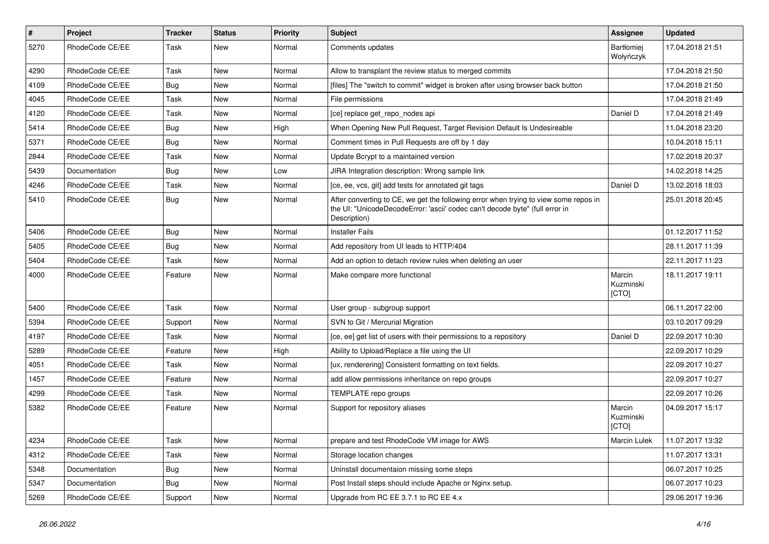| # | Project | Tracker | Status | Priority | Subject | Assignee | Updated |
|---|---|---|---|---|---|---|---|
| 5270 | RhodeCode CE/EE | Task | New | Normal | Comments updates | Bartłomiej Wołyńczyk | 17.04.2018 21:51 |
| 4290 | RhodeCode CE/EE | Task | New | Normal | Allow to transplant the review status to merged commits | | 17.04.2018 21:50 |
| 4109 | RhodeCode CE/EE | Bug | New | Normal | [files] The "switch to commit" widget is broken after using browser back button | | 17.04.2018 21:50 |
| 4045 | RhodeCode CE/EE | Task | New | Normal | File permissions | | 17.04.2018 21:49 |
| 4120 | RhodeCode CE/EE | Task | New | Normal | [ce] replace get_repo_nodes api | Daniel D | 17.04.2018 21:49 |
| 5414 | RhodeCode CE/EE | Bug | New | High | When Opening New Pull Request, Target Revision Default Is Undesireable | | 11.04.2018 23:20 |
| 5371 | RhodeCode CE/EE | Bug | New | Normal | Comment times in Pull Requests are off by 1 day | | 10.04.2018 15:11 |
| 2844 | RhodeCode CE/EE | Task | New | Normal | Update Bcrypt to a maintained version | | 17.02.2018 20:37 |
| 5439 | Documentation | Bug | New | Low | JIRA Integration description: Wrong sample link | | 14.02.2018 14:25 |
| 4246 | RhodeCode CE/EE | Task | New | Normal | [ce, ee, vcs, git] add tests for annotated git tags | Daniel D | 13.02.2018 18:03 |
| 5410 | RhodeCode CE/EE | Bug | New | Normal | After converting to CE, we get the following error when trying to view some repos in the UI: "UnicodeDecodeError: 'ascii' codec can't decode byte" (full error in Description) | | 25.01.2018 20:45 |
| 5406 | RhodeCode CE/EE | Bug | New | Normal | Installer Fails | | 01.12.2017 11:52 |
| 5405 | RhodeCode CE/EE | Bug | New | Normal | Add repository from UI leads to HTTP/404 | | 28.11.2017 11:39 |
| 5404 | RhodeCode CE/EE | Task | New | Normal | Add an option to detach review rules when deleting an user | | 22.11.2017 11:23 |
| 4000 | RhodeCode CE/EE | Feature | New | Normal | Make compare more functional | Marcin Kuzminski [CTO] | 18.11.2017 19:11 |
| 5400 | RhodeCode CE/EE | Task | New | Normal | User group - subgroup support | | 06.11.2017 22:00 |
| 5394 | RhodeCode CE/EE | Support | New | Normal | SVN to Git / Mercurial Migration | | 03.10.2017 09:29 |
| 4197 | RhodeCode CE/EE | Task | New | Normal | [ce, ee] get list of users with their permissions to a repository | Daniel D | 22.09.2017 10:30 |
| 5289 | RhodeCode CE/EE | Feature | New | High | Ability to Upload/Replace a file using the UI | | 22.09.2017 10:29 |
| 4051 | RhodeCode CE/EE | Task | New | Normal | [ux, renderering] Consistent formatting on text fields. | | 22.09.2017 10:27 |
| 1457 | RhodeCode CE/EE | Feature | New | Normal | add allow permissions inheritance on repo groups | | 22.09.2017 10:27 |
| 4299 | RhodeCode CE/EE | Task | New | Normal | TEMPLATE repo groups | | 22.09.2017 10:26 |
| 5382 | RhodeCode CE/EE | Feature | New | Normal | Support for repository aliases | Marcin Kuzminski [CTO] | 04.09.2017 15:17 |
| 4234 | RhodeCode CE/EE | Task | New | Normal | prepare and test RhodeCode VM image for AWS | Marcin Lulek | 11.07.2017 13:32 |
| 4312 | RhodeCode CE/EE | Task | New | Normal | Storage location changes | | 11.07.2017 13:31 |
| 5348 | Documentation | Bug | New | Normal | Uninstall documentaion missing some steps | | 06.07.2017 10:25 |
| 5347 | Documentation | Bug | New | Normal | Post Install steps should include Apache or Nginx setup. | | 06.07.2017 10:23 |
| 5269 | RhodeCode CE/EE | Support | New | Normal | Upgrade from RC EE 3.7.1 to RC EE 4.x | | 29.06.2017 19:36 |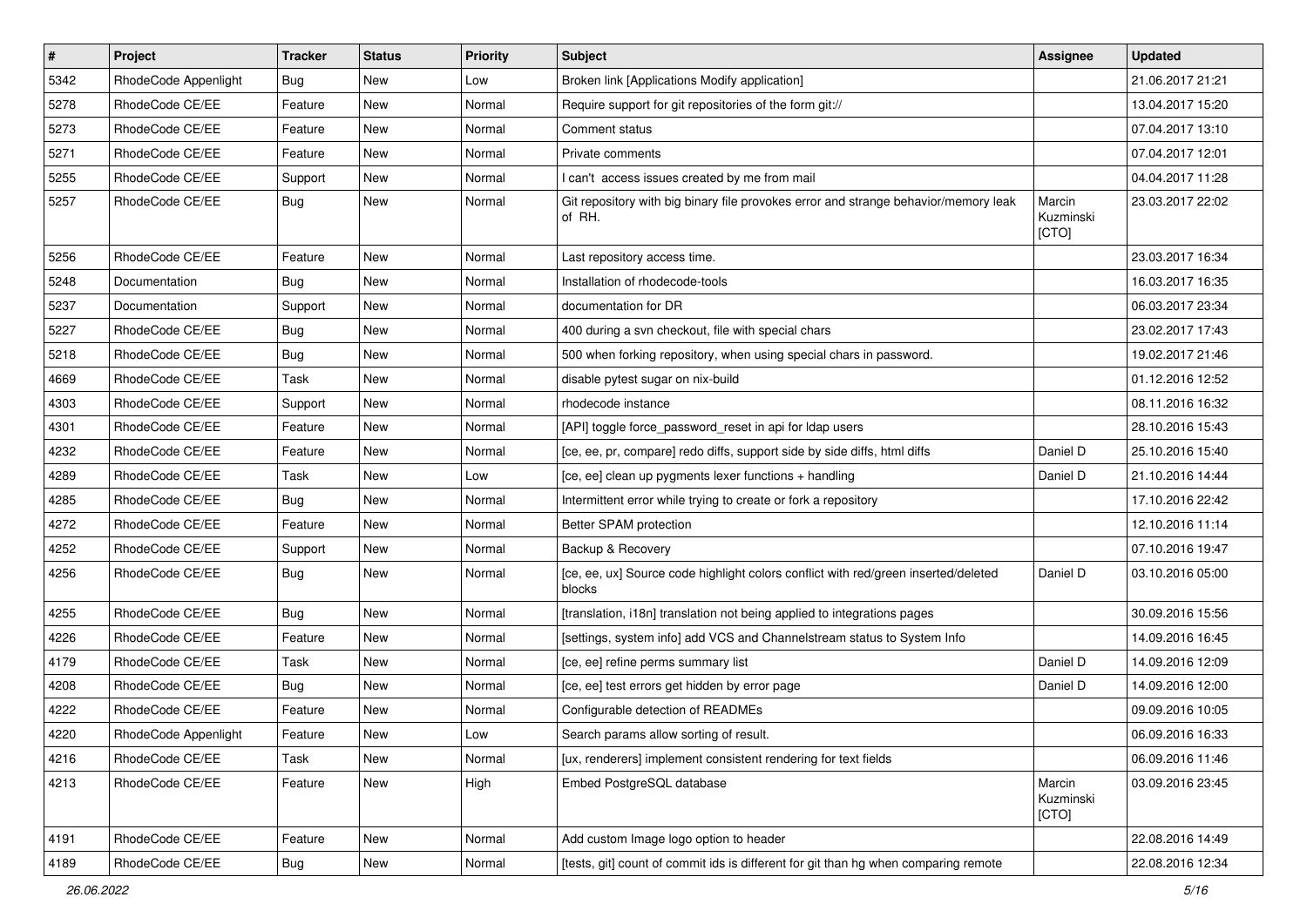| # | Project | Tracker | Status | Priority | Subject | Assignee | Updated |
|---|---|---|---|---|---|---|---|
| 5342 | RhodeCode Appenlight | Bug | New | Low | Broken link [Applications Modify application] | | 21.06.2017 21:21 |
| 5278 | RhodeCode CE/EE | Feature | New | Normal | Require support for git repositories of the form git:// | | 13.04.2017 15:20 |
| 5273 | RhodeCode CE/EE | Feature | New | Normal | Comment status | | 07.04.2017 13:10 |
| 5271 | RhodeCode CE/EE | Feature | New | Normal | Private comments | | 07.04.2017 12:01 |
| 5255 | RhodeCode CE/EE | Support | New | Normal | I can't  access issues created by me from mail | | 04.04.2017 11:28 |
| 5257 | RhodeCode CE/EE | Bug | New | Normal | Git repository with big binary file provokes error and strange behavior/memory leak of RH. | Marcin Kuzminski [CTO] | 23.03.2017 22:02 |
| 5256 | RhodeCode CE/EE | Feature | New | Normal | Last repository access time. | | 23.03.2017 16:34 |
| 5248 | Documentation | Bug | New | Normal | Installation of rhodecode-tools | | 16.03.2017 16:35 |
| 5237 | Documentation | Support | New | Normal | documentation for DR | | 06.03.2017 23:34 |
| 5227 | RhodeCode CE/EE | Bug | New | Normal | 400 during a svn checkout, file with special chars | | 23.02.2017 17:43 |
| 5218 | RhodeCode CE/EE | Bug | New | Normal | 500 when forking repository, when using special chars in password. | | 19.02.2017 21:46 |
| 4669 | RhodeCode CE/EE | Task | New | Normal | disable pytest sugar on nix-build | | 01.12.2016 12:52 |
| 4303 | RhodeCode CE/EE | Support | New | Normal | rhodecode instance | | 08.11.2016 16:32 |
| 4301 | RhodeCode CE/EE | Feature | New | Normal | [API] toggle force_password_reset in api for ldap users | | 28.10.2016 15:43 |
| 4232 | RhodeCode CE/EE | Feature | New | Normal | [ce, ee, pr, compare] redo diffs, support side by side diffs, html diffs | Daniel D | 25.10.2016 15:40 |
| 4289 | RhodeCode CE/EE | Task | New | Low | [ce, ee] clean up pygments lexer functions + handling | Daniel D | 21.10.2016 14:44 |
| 4285 | RhodeCode CE/EE | Bug | New | Normal | Intermittent error while trying to create or fork a repository | | 17.10.2016 22:42 |
| 4272 | RhodeCode CE/EE | Feature | New | Normal | Better SPAM protection | | 12.10.2016 11:14 |
| 4252 | RhodeCode CE/EE | Support | New | Normal | Backup & Recovery | | 07.10.2016 19:47 |
| 4256 | RhodeCode CE/EE | Bug | New | Normal | [ce, ee, ux] Source code highlight colors conflict with red/green inserted/deleted blocks | Daniel D | 03.10.2016 05:00 |
| 4255 | RhodeCode CE/EE | Bug | New | Normal | [translation, i18n] translation not being applied to integrations pages | | 30.09.2016 15:56 |
| 4226 | RhodeCode CE/EE | Feature | New | Normal | [settings, system info] add VCS and Channelstream status to System Info | | 14.09.2016 16:45 |
| 4179 | RhodeCode CE/EE | Task | New | Normal | [ce, ee] refine perms summary list | Daniel D | 14.09.2016 12:09 |
| 4208 | RhodeCode CE/EE | Bug | New | Normal | [ce, ee] test errors get hidden by error page | Daniel D | 14.09.2016 12:00 |
| 4222 | RhodeCode CE/EE | Feature | New | Normal | Configurable detection of READMEs | | 09.09.2016 10:05 |
| 4220 | RhodeCode Appenlight | Feature | New | Low | Search params allow sorting of result. | | 06.09.2016 16:33 |
| 4216 | RhodeCode CE/EE | Task | New | Normal | [ux, renderers] implement consistent rendering for text fields | | 06.09.2016 11:46 |
| 4213 | RhodeCode CE/EE | Feature | New | High | Embed PostgreSQL database | Marcin Kuzminski [CTO] | 03.09.2016 23:45 |
| 4191 | RhodeCode CE/EE | Feature | New | Normal | Add custom Image logo option to header | | 22.08.2016 14:49 |
| 4189 | RhodeCode CE/EE | Bug | New | Normal | [tests, git] count of commit ids is different for git than hg when comparing remote | | 22.08.2016 12:34 |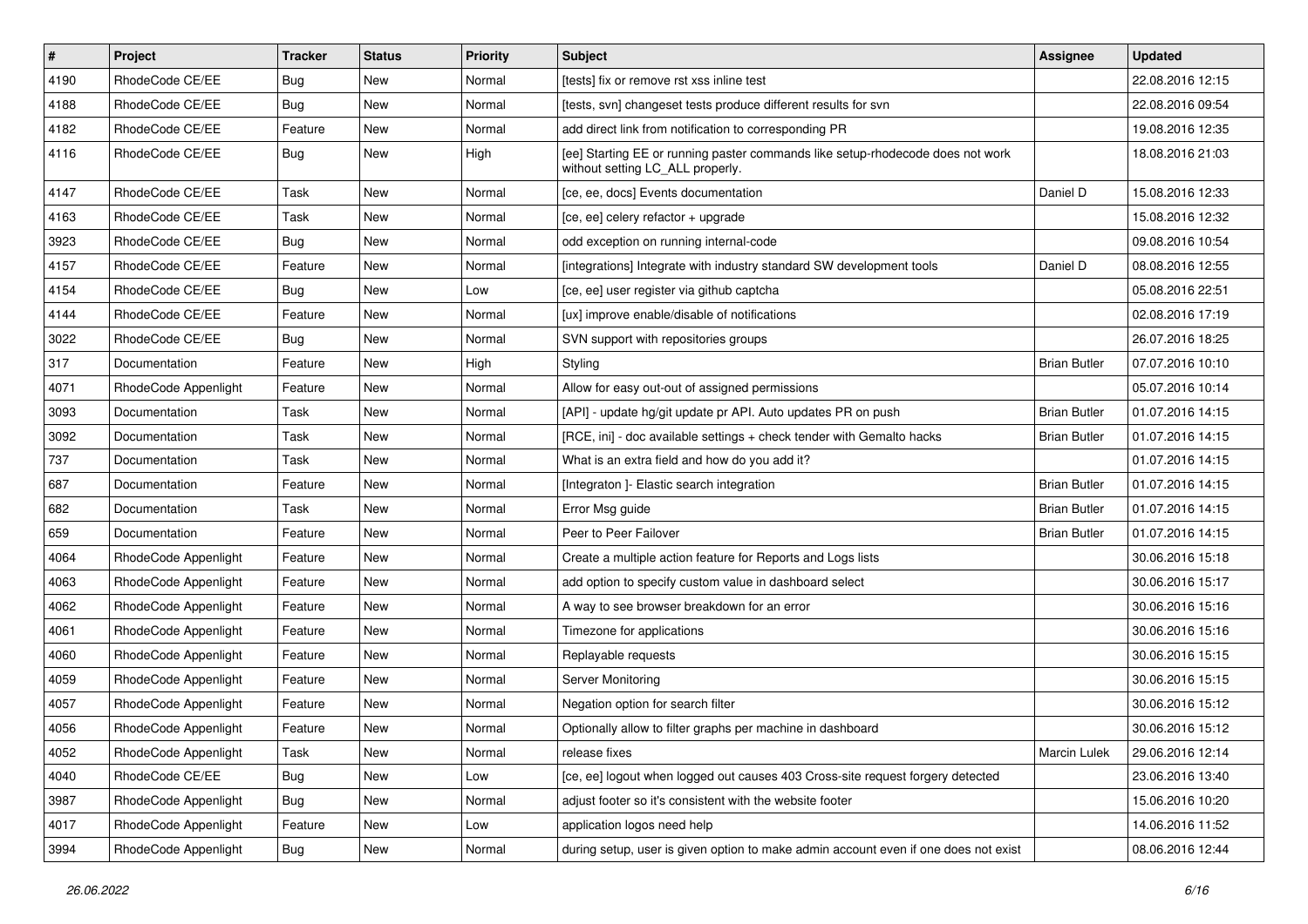| # | Project | Tracker | Status | Priority | Subject | Assignee | Updated |
|---|---|---|---|---|---|---|---|
| 4190 | RhodeCode CE/EE | Bug | New | Normal | [tests] fix or remove rst xss inline test | | 22.08.2016 12:15 |
| 4188 | RhodeCode CE/EE | Bug | New | Normal | [tests, svn] changeset tests produce different results for svn | | 22.08.2016 09:54 |
| 4182 | RhodeCode CE/EE | Feature | New | Normal | add direct link from notification to corresponding PR | | 19.08.2016 12:35 |
| 4116 | RhodeCode CE/EE | Bug | New | High | [ee] Starting EE or running paster commands like setup-rhodecode does not work without setting LC_ALL properly. | | 18.08.2016 21:03 |
| 4147 | RhodeCode CE/EE | Task | New | Normal | [ce, ee, docs] Events documentation | Daniel D | 15.08.2016 12:33 |
| 4163 | RhodeCode CE/EE | Task | New | Normal | [ce, ee] celery refactor + upgrade | | 15.08.2016 12:32 |
| 3923 | RhodeCode CE/EE | Bug | New | Normal | odd exception on running internal-code | | 09.08.2016 10:54 |
| 4157 | RhodeCode CE/EE | Feature | New | Normal | [integrations] Integrate with industry standard SW development tools | Daniel D | 08.08.2016 12:55 |
| 4154 | RhodeCode CE/EE | Bug | New | Low | [ce, ee] user register via github captcha | | 05.08.2016 22:51 |
| 4144 | RhodeCode CE/EE | Feature | New | Normal | [ux] improve enable/disable of notifications | | 02.08.2016 17:19 |
| 3022 | RhodeCode CE/EE | Bug | New | Normal | SVN support with repositories groups | | 26.07.2016 18:25 |
| 317 | Documentation | Feature | New | High | Styling | Brian Butler | 07.07.2016 10:10 |
| 4071 | RhodeCode Appenlight | Feature | New | Normal | Allow for easy out-out of assigned permissions | | 05.07.2016 10:14 |
| 3093 | Documentation | Task | New | Normal | [API] - update hg/git update pr API. Auto updates PR on push | Brian Butler | 01.07.2016 14:15 |
| 3092 | Documentation | Task | New | Normal | [RCE, ini] - doc available settings + check tender with Gemalto hacks | Brian Butler | 01.07.2016 14:15 |
| 737 | Documentation | Task | New | Normal | What is an extra field and how do you add it? | | 01.07.2016 14:15 |
| 687 | Documentation | Feature | New | Normal | [Integraton ]- Elastic search integration | Brian Butler | 01.07.2016 14:15 |
| 682 | Documentation | Task | New | Normal | Error Msg guide | Brian Butler | 01.07.2016 14:15 |
| 659 | Documentation | Feature | New | Normal | Peer to Peer Failover | Brian Butler | 01.07.2016 14:15 |
| 4064 | RhodeCode Appenlight | Feature | New | Normal | Create a multiple action feature for Reports and Logs lists | | 30.06.2016 15:18 |
| 4063 | RhodeCode Appenlight | Feature | New | Normal | add option to specify custom value in dashboard select | | 30.06.2016 15:17 |
| 4062 | RhodeCode Appenlight | Feature | New | Normal | A way to see browser breakdown for an error | | 30.06.2016 15:16 |
| 4061 | RhodeCode Appenlight | Feature | New | Normal | Timezone for applications | | 30.06.2016 15:16 |
| 4060 | RhodeCode Appenlight | Feature | New | Normal | Replayable requests | | 30.06.2016 15:15 |
| 4059 | RhodeCode Appenlight | Feature | New | Normal | Server Monitoring | | 30.06.2016 15:15 |
| 4057 | RhodeCode Appenlight | Feature | New | Normal | Negation option for search filter | | 30.06.2016 15:12 |
| 4056 | RhodeCode Appenlight | Feature | New | Normal | Optionally allow to filter graphs per machine in dashboard | | 30.06.2016 15:12 |
| 4052 | RhodeCode Appenlight | Task | New | Normal | release fixes | Marcin Lulek | 29.06.2016 12:14 |
| 4040 | RhodeCode CE/EE | Bug | New | Low | [ce, ee] logout when logged out causes 403 Cross-site request forgery detected | | 23.06.2016 13:40 |
| 3987 | RhodeCode Appenlight | Bug | New | Normal | adjust footer so it's consistent with the website footer | | 15.06.2016 10:20 |
| 4017 | RhodeCode Appenlight | Feature | New | Low | application logos need help | | 14.06.2016 11:52 |
| 3994 | RhodeCode Appenlight | Bug | New | Normal | during setup, user is given option to make admin account even if one does not exist | | 08.06.2016 12:44 |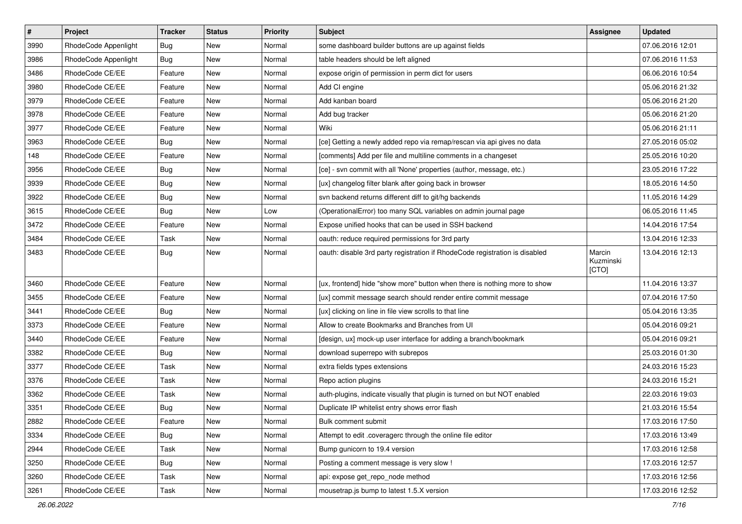| # | Project | Tracker | Status | Priority | Subject | Assignee | Updated |
|---|---|---|---|---|---|---|---|
| 3990 | RhodeCode Appenlight | Bug | New | Normal | some dashboard builder buttons are up against fields | | 07.06.2016 12:01 |
| 3986 | RhodeCode Appenlight | Bug | New | Normal | table headers should be left aligned | | 07.06.2016 11:53 |
| 3486 | RhodeCode CE/EE | Feature | New | Normal | expose origin of permission in perm dict for users | | 06.06.2016 10:54 |
| 3980 | RhodeCode CE/EE | Feature | New | Normal | Add CI engine | | 05.06.2016 21:32 |
| 3979 | RhodeCode CE/EE | Feature | New | Normal | Add kanban board | | 05.06.2016 21:20 |
| 3978 | RhodeCode CE/EE | Feature | New | Normal | Add bug tracker | | 05.06.2016 21:20 |
| 3977 | RhodeCode CE/EE | Feature | New | Normal | Wiki | | 05.06.2016 21:11 |
| 3963 | RhodeCode CE/EE | Bug | New | Normal | [ce] Getting a newly added repo via remap/rescan via api gives no data | | 27.05.2016 05:02 |
| 148 | RhodeCode CE/EE | Feature | New | Normal | [comments] Add per file and multiline comments in a changeset | | 25.05.2016 10:20 |
| 3956 | RhodeCode CE/EE | Bug | New | Normal | [ce] - svn commit with all 'None' properties (author, message, etc.) | | 23.05.2016 17:22 |
| 3939 | RhodeCode CE/EE | Bug | New | Normal | [ux] changelog filter blank after going back in browser | | 18.05.2016 14:50 |
| 3922 | RhodeCode CE/EE | Bug | New | Normal | svn backend returns different diff to git/hg backends | | 11.05.2016 14:29 |
| 3615 | RhodeCode CE/EE | Bug | New | Low | (OperationalError) too many SQL variables on admin journal page | | 06.05.2016 11:45 |
| 3472 | RhodeCode CE/EE | Feature | New | Normal | Expose unified hooks that can be used in SSH backend | | 14.04.2016 17:54 |
| 3484 | RhodeCode CE/EE | Task | New | Normal | oauth: reduce required permissions for 3rd party | | 13.04.2016 12:33 |
| 3483 | RhodeCode CE/EE | Bug | New | Normal | oauth: disable 3rd party registration if RhodeCode registration is disabled | Marcin Kuzminski [CTO] | 13.04.2016 12:13 |
| 3460 | RhodeCode CE/EE | Feature | New | Normal | [ux, frontend] hide "show more" button when there is nothing more to show | | 11.04.2016 13:37 |
| 3455 | RhodeCode CE/EE | Feature | New | Normal | [ux] commit message search should render entire commit message | | 07.04.2016 17:50 |
| 3441 | RhodeCode CE/EE | Bug | New | Normal | [ux] clicking on line in file view scrolls to that line | | 05.04.2016 13:35 |
| 3373 | RhodeCode CE/EE | Feature | New | Normal | Allow to create Bookmarks and Branches from UI | | 05.04.2016 09:21 |
| 3440 | RhodeCode CE/EE | Feature | New | Normal | [design, ux] mock-up user interface for adding a branch/bookmark | | 05.04.2016 09:21 |
| 3382 | RhodeCode CE/EE | Bug | New | Normal | download superrepo with subrepos | | 25.03.2016 01:30 |
| 3377 | RhodeCode CE/EE | Task | New | Normal | extra fields types extensions | | 24.03.2016 15:23 |
| 3376 | RhodeCode CE/EE | Task | New | Normal | Repo action plugins | | 24.03.2016 15:21 |
| 3362 | RhodeCode CE/EE | Task | New | Normal | auth-plugins, indicate visually that plugin is turned on but NOT enabled | | 22.03.2016 19:03 |
| 3351 | RhodeCode CE/EE | Bug | New | Normal | Duplicate IP whitelist entry shows error flash | | 21.03.2016 15:54 |
| 2882 | RhodeCode CE/EE | Feature | New | Normal | Bulk comment submit | | 17.03.2016 17:50 |
| 3334 | RhodeCode CE/EE | Bug | New | Normal | Attempt to edit .coveragerc through the online file editor | | 17.03.2016 13:49 |
| 2944 | RhodeCode CE/EE | Task | New | Normal | Bump gunicorn to 19.4 version | | 17.03.2016 12:58 |
| 3250 | RhodeCode CE/EE | Bug | New | Normal | Posting a comment message is very slow ! | | 17.03.2016 12:57 |
| 3260 | RhodeCode CE/EE | Task | New | Normal | api: expose get_repo_node method | | 17.03.2016 12:56 |
| 3261 | RhodeCode CE/EE | Task | New | Normal | mousetrap.js bump to latest 1.5.X version | | 17.03.2016 12:52 |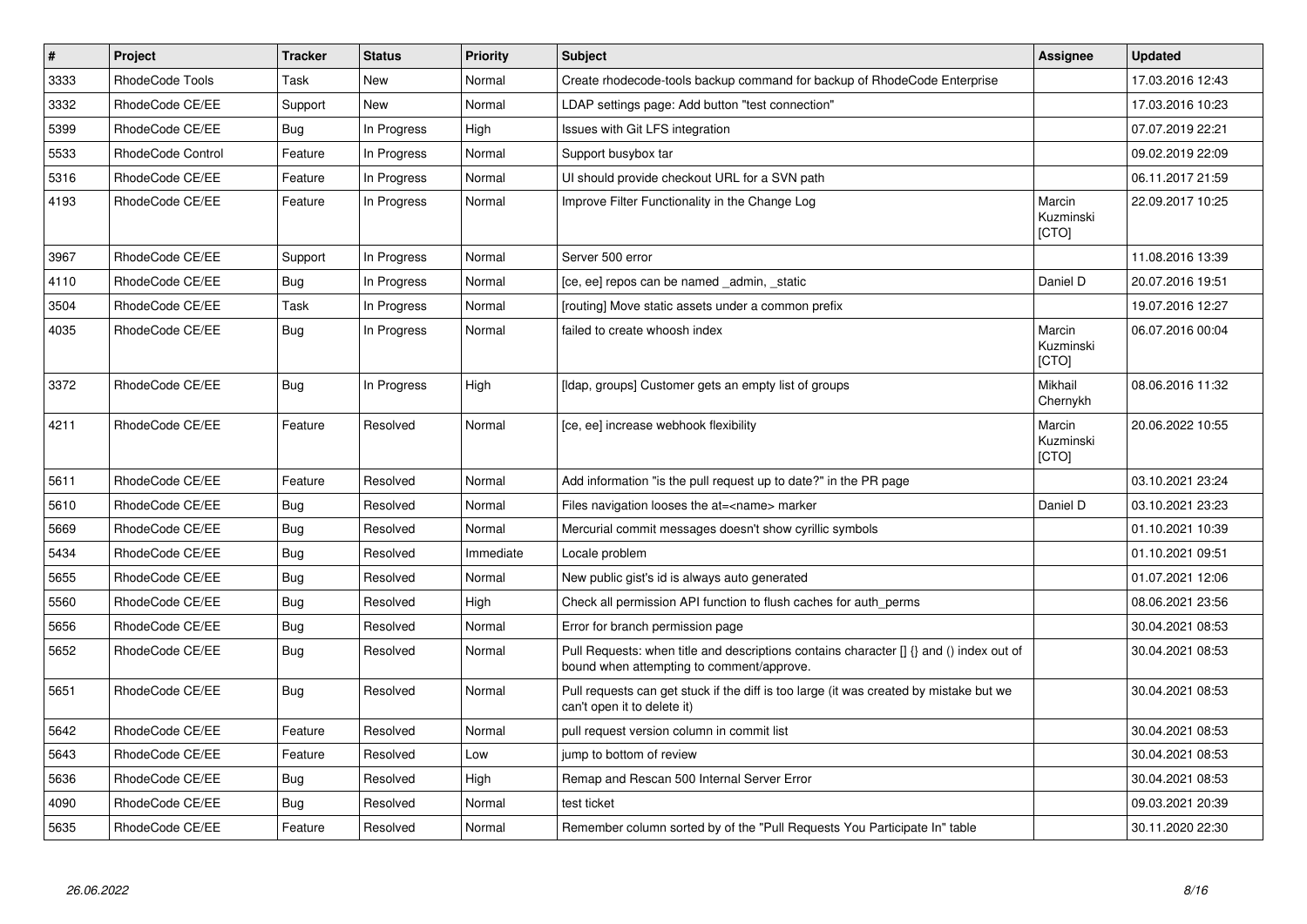| # | Project | Tracker | Status | Priority | Subject | Assignee | Updated |
|---|---|---|---|---|---|---|---|
| 3333 | RhodeCode Tools | Task | New | Normal | Create rhodecode-tools backup command for backup of RhodeCode Enterprise | | 17.03.2016 12:43 |
| 3332 | RhodeCode CE/EE | Support | New | Normal | LDAP settings page: Add button "test connection" | | 17.03.2016 10:23 |
| 5399 | RhodeCode CE/EE | Bug | In Progress | High | Issues with Git LFS integration | | 07.07.2019 22:21 |
| 5533 | RhodeCode Control | Feature | In Progress | Normal | Support busybox tar | | 09.02.2019 22:09 |
| 5316 | RhodeCode CE/EE | Feature | In Progress | Normal | UI should provide checkout URL for a SVN path | | 06.11.2017 21:59 |
| 4193 | RhodeCode CE/EE | Feature | In Progress | Normal | Improve Filter Functionality in the Change Log | Marcin Kuzminski [CTO] | 22.09.2017 10:25 |
| 3967 | RhodeCode CE/EE | Support | In Progress | Normal | Server 500 error | | 11.08.2016 13:39 |
| 4110 | RhodeCode CE/EE | Bug | In Progress | Normal | [ce, ee] repos can be named _admin, _static | Daniel D | 20.07.2016 19:51 |
| 3504 | RhodeCode CE/EE | Task | In Progress | Normal | [routing] Move static assets under a common prefix | | 19.07.2016 12:27 |
| 4035 | RhodeCode CE/EE | Bug | In Progress | Normal | failed to create whoosh index | Marcin Kuzminski [CTO] | 06.07.2016 00:04 |
| 3372 | RhodeCode CE/EE | Bug | In Progress | High | [ldap, groups] Customer gets an empty list of groups | Mikhail Chernykh | 08.06.2016 11:32 |
| 4211 | RhodeCode CE/EE | Feature | Resolved | Normal | [ce, ee] increase webhook flexibility | Marcin Kuzminski [CTO] | 20.06.2022 10:55 |
| 5611 | RhodeCode CE/EE | Feature | Resolved | Normal | Add information "is the pull request up to date?" in the PR page | | 03.10.2021 23:24 |
| 5610 | RhodeCode CE/EE | Bug | Resolved | Normal | Files navigation looses the at=<name> marker | Daniel D | 03.10.2021 23:23 |
| 5669 | RhodeCode CE/EE | Bug | Resolved | Normal | Mercurial commit messages doesn't show cyrillic symbols | | 01.10.2021 10:39 |
| 5434 | RhodeCode CE/EE | Bug | Resolved | Immediate | Locale problem | | 01.10.2021 09:51 |
| 5655 | RhodeCode CE/EE | Bug | Resolved | Normal | New public gist's id is always auto generated | | 01.07.2021 12:06 |
| 5560 | RhodeCode CE/EE | Bug | Resolved | High | Check all permission API function to flush caches for auth_perms | | 08.06.2021 23:56 |
| 5656 | RhodeCode CE/EE | Bug | Resolved | Normal | Error for branch permission page | | 30.04.2021 08:53 |
| 5652 | RhodeCode CE/EE | Bug | Resolved | Normal | Pull Requests: when title and descriptions contains character [] {} and () index out of bound when attempting to comment/approve. | | 30.04.2021 08:53 |
| 5651 | RhodeCode CE/EE | Bug | Resolved | Normal | Pull requests can get stuck if the diff is too large (it was created by mistake but we can't open it to delete it) | | 30.04.2021 08:53 |
| 5642 | RhodeCode CE/EE | Feature | Resolved | Normal | pull request version column in commit list | | 30.04.2021 08:53 |
| 5643 | RhodeCode CE/EE | Feature | Resolved | Low | jump to bottom of review | | 30.04.2021 08:53 |
| 5636 | RhodeCode CE/EE | Bug | Resolved | High | Remap and Rescan 500 Internal Server Error | | 30.04.2021 08:53 |
| 4090 | RhodeCode CE/EE | Bug | Resolved | Normal | test ticket | | 09.03.2021 20:39 |
| 5635 | RhodeCode CE/EE | Feature | Resolved | Normal | Remember column sorted by of the "Pull Requests You Participate In" table | | 30.11.2020 22:30 |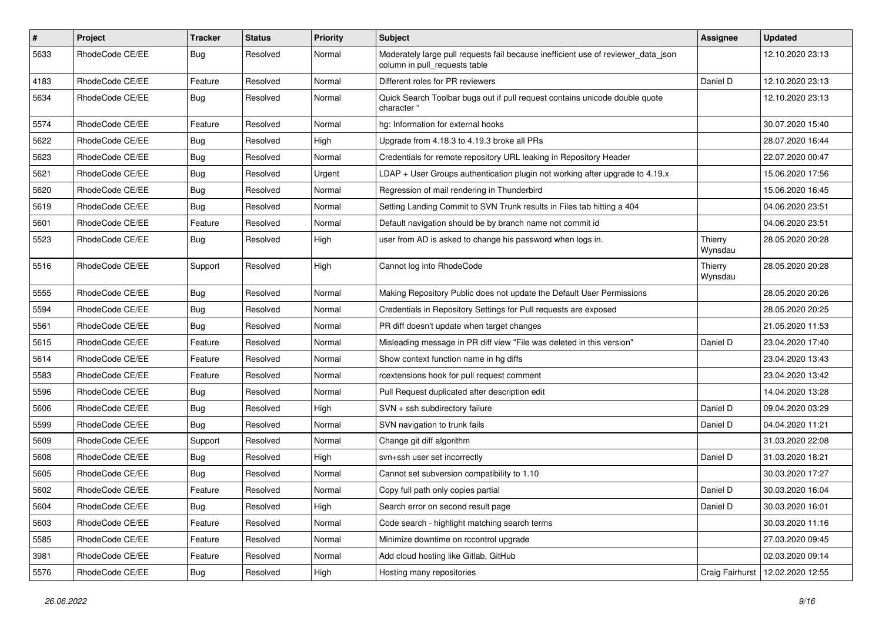| # | Project | Tracker | Status | Priority | Subject | Assignee | Updated |
|---|---|---|---|---|---|---|---|
| 5633 | RhodeCode CE/EE | Bug | Resolved | Normal | Moderately large pull requests fail because inefficient use of reviewer_data_json column in pull_requests table | | 12.10.2020 23:13 |
| 4183 | RhodeCode CE/EE | Feature | Resolved | Normal | Different roles for PR reviewers | Daniel D | 12.10.2020 23:13 |
| 5634 | RhodeCode CE/EE | Bug | Resolved | Normal | Quick Search Toolbar bugs out if pull request contains unicode double quote character " | | 12.10.2020 23:13 |
| 5574 | RhodeCode CE/EE | Feature | Resolved | Normal | hg: Information for external hooks | | 30.07.2020 15:40 |
| 5622 | RhodeCode CE/EE | Bug | Resolved | High | Upgrade from 4.18.3 to 4.19.3 broke all PRs | | 28.07.2020 16:44 |
| 5623 | RhodeCode CE/EE | Bug | Resolved | Normal | Credentials for remote repository URL leaking in Repository Header | | 22.07.2020 00:47 |
| 5621 | RhodeCode CE/EE | Bug | Resolved | Urgent | LDAP + User Groups authentication plugin not working after upgrade to 4.19.x | | 15.06.2020 17:56 |
| 5620 | RhodeCode CE/EE | Bug | Resolved | Normal | Regression of mail rendering in Thunderbird | | 15.06.2020 16:45 |
| 5619 | RhodeCode CE/EE | Bug | Resolved | Normal | Setting Landing Commit to SVN Trunk results in Files tab hitting a 404 | | 04.06.2020 23:51 |
| 5601 | RhodeCode CE/EE | Feature | Resolved | Normal | Default navigation should be by branch name not commit id | | 04.06.2020 23:51 |
| 5523 | RhodeCode CE/EE | Bug | Resolved | High | user from AD is asked to change his password when logs in. | Thierry Wynsdau | 28.05.2020 20:28 |
| 5516 | RhodeCode CE/EE | Support | Resolved | High | Cannot log into RhodeCode | Thierry Wynsdau | 28.05.2020 20:28 |
| 5555 | RhodeCode CE/EE | Bug | Resolved | Normal | Making Repository Public does not update the Default User Permissions | | 28.05.2020 20:26 |
| 5594 | RhodeCode CE/EE | Bug | Resolved | Normal | Credentials in Repository Settings for Pull requests are exposed | | 28.05.2020 20:25 |
| 5561 | RhodeCode CE/EE | Bug | Resolved | Normal | PR diff doesn't update when target changes | | 21.05.2020 11:53 |
| 5615 | RhodeCode CE/EE | Feature | Resolved | Normal | Misleading message in PR diff view "File was deleted in this version" | Daniel D | 23.04.2020 17:40 |
| 5614 | RhodeCode CE/EE | Feature | Resolved | Normal | Show context function name in hg diffs | | 23.04.2020 13:43 |
| 5583 | RhodeCode CE/EE | Feature | Resolved | Normal | rcextensions hook for pull request comment | | 23.04.2020 13:42 |
| 5596 | RhodeCode CE/EE | Bug | Resolved | Normal | Pull Request duplicated after description edit | | 14.04.2020 13:28 |
| 5606 | RhodeCode CE/EE | Bug | Resolved | High | SVN + ssh subdirectory failure | Daniel D | 09.04.2020 03:29 |
| 5599 | RhodeCode CE/EE | Bug | Resolved | Normal | SVN navigation to trunk fails | Daniel D | 04.04.2020 11:21 |
| 5609 | RhodeCode CE/EE | Support | Resolved | Normal | Change git diff algorithm | | 31.03.2020 22:08 |
| 5608 | RhodeCode CE/EE | Bug | Resolved | High | svn+ssh user set incorrectly | Daniel D | 31.03.2020 18:21 |
| 5605 | RhodeCode CE/EE | Bug | Resolved | Normal | Cannot set subversion compatibility to 1.10 | | 30.03.2020 17:27 |
| 5602 | RhodeCode CE/EE | Feature | Resolved | Normal | Copy full path only copies partial | Daniel D | 30.03.2020 16:04 |
| 5604 | RhodeCode CE/EE | Bug | Resolved | High | Search error on second result page | Daniel D | 30.03.2020 16:01 |
| 5603 | RhodeCode CE/EE | Feature | Resolved | Normal | Code search - highlight matching search terms | | 30.03.2020 11:16 |
| 5585 | RhodeCode CE/EE | Feature | Resolved | Normal | Minimize downtime on rccontrol upgrade | | 27.03.2020 09:45 |
| 3981 | RhodeCode CE/EE | Feature | Resolved | Normal | Add cloud hosting like Gitlab, GitHub | | 02.03.2020 09:14 |
| 5576 | RhodeCode CE/EE | Bug | Resolved | High | Hosting many repositories | Craig Fairhurst | 12.02.2020 12:55 |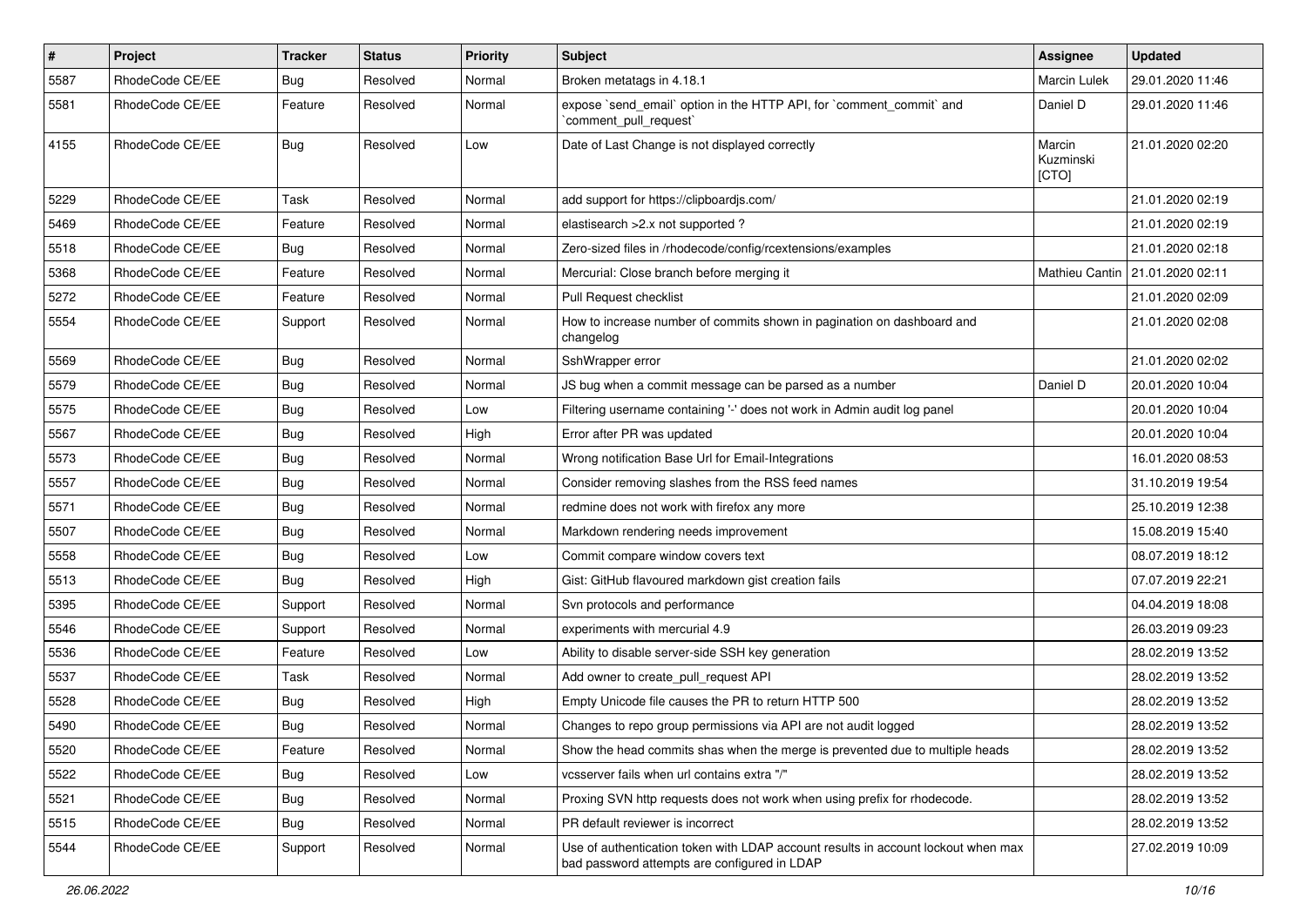| # | Project | Tracker | Status | Priority | Subject | Assignee | Updated |
|---|---|---|---|---|---|---|---|
| 5587 | RhodeCode CE/EE | Bug | Resolved | Normal | Broken metatags in 4.18.1 | Marcin Lulek | 29.01.2020 11:46 |
| 5581 | RhodeCode CE/EE | Feature | Resolved | Normal | expose `send_email` option in the HTTP API, for `comment_commit` and `comment_pull_request` | Daniel D | 29.01.2020 11:46 |
| 4155 | RhodeCode CE/EE | Bug | Resolved | Low | Date of Last Change is not displayed correctly | Marcin Kuzminski [CTO] | 21.01.2020 02:20 |
| 5229 | RhodeCode CE/EE | Task | Resolved | Normal | add support for https://clipboardjs.com/ | | 21.01.2020 02:19 |
| 5469 | RhodeCode CE/EE | Feature | Resolved | Normal | elastisearch >2.x not supported ? | | 21.01.2020 02:19 |
| 5518 | RhodeCode CE/EE | Bug | Resolved | Normal | Zero-sized files in /rhodecode/config/rcextensions/examples | | 21.01.2020 02:18 |
| 5368 | RhodeCode CE/EE | Feature | Resolved | Normal | Mercurial: Close branch before merging it | Mathieu Cantin | 21.01.2020 02:11 |
| 5272 | RhodeCode CE/EE | Feature | Resolved | Normal | Pull Request checklist | | 21.01.2020 02:09 |
| 5554 | RhodeCode CE/EE | Support | Resolved | Normal | How to increase number of commits shown in pagination on dashboard and changelog | | 21.01.2020 02:08 |
| 5569 | RhodeCode CE/EE | Bug | Resolved | Normal | SshWrapper error | | 21.01.2020 02:02 |
| 5579 | RhodeCode CE/EE | Bug | Resolved | Normal | JS bug when a commit message can be parsed as a number | Daniel D | 20.01.2020 10:04 |
| 5575 | RhodeCode CE/EE | Bug | Resolved | Low | Filtering username containing '-' does not work in Admin audit log panel | | 20.01.2020 10:04 |
| 5567 | RhodeCode CE/EE | Bug | Resolved | High | Error after PR was updated | | 20.01.2020 10:04 |
| 5573 | RhodeCode CE/EE | Bug | Resolved | Normal | Wrong notification Base Url for Email-Integrations | | 16.01.2020 08:53 |
| 5557 | RhodeCode CE/EE | Bug | Resolved | Normal | Consider removing slashes from the RSS feed names | | 31.10.2019 19:54 |
| 5571 | RhodeCode CE/EE | Bug | Resolved | Normal | redmine does not work with firefox any more | | 25.10.2019 12:38 |
| 5507 | RhodeCode CE/EE | Bug | Resolved | Normal | Markdown rendering needs improvement | | 15.08.2019 15:40 |
| 5558 | RhodeCode CE/EE | Bug | Resolved | Low | Commit compare window covers text | | 08.07.2019 18:12 |
| 5513 | RhodeCode CE/EE | Bug | Resolved | High | Gist: GitHub flavoured markdown gist creation fails | | 07.07.2019 22:21 |
| 5395 | RhodeCode CE/EE | Support | Resolved | Normal | Svn protocols and performance | | 04.04.2019 18:08 |
| 5546 | RhodeCode CE/EE | Support | Resolved | Normal | experiments with mercurial 4.9 | | 26.03.2019 09:23 |
| 5536 | RhodeCode CE/EE | Feature | Resolved | Low | Ability to disable server-side SSH key generation | | 28.02.2019 13:52 |
| 5537 | RhodeCode CE/EE | Task | Resolved | Normal | Add owner to create_pull_request API | | 28.02.2019 13:52 |
| 5528 | RhodeCode CE/EE | Bug | Resolved | High | Empty Unicode file causes the PR to return HTTP 500 | | 28.02.2019 13:52 |
| 5490 | RhodeCode CE/EE | Bug | Resolved | Normal | Changes to repo group permissions via API are not audit logged | | 28.02.2019 13:52 |
| 5520 | RhodeCode CE/EE | Feature | Resolved | Normal | Show the head commits shas when the merge is prevented due to multiple heads | | 28.02.2019 13:52 |
| 5522 | RhodeCode CE/EE | Bug | Resolved | Low | vcsserver fails when url contains extra "/" | | 28.02.2019 13:52 |
| 5521 | RhodeCode CE/EE | Bug | Resolved | Normal | Proxing SVN http requests does not work when using prefix for rhodecode. | | 28.02.2019 13:52 |
| 5515 | RhodeCode CE/EE | Bug | Resolved | Normal | PR default reviewer is incorrect | | 28.02.2019 13:52 |
| 5544 | RhodeCode CE/EE | Support | Resolved | Normal | Use of authentication token with LDAP account results in account lockout when max bad password attempts are configured in LDAP | | 27.02.2019 10:09 |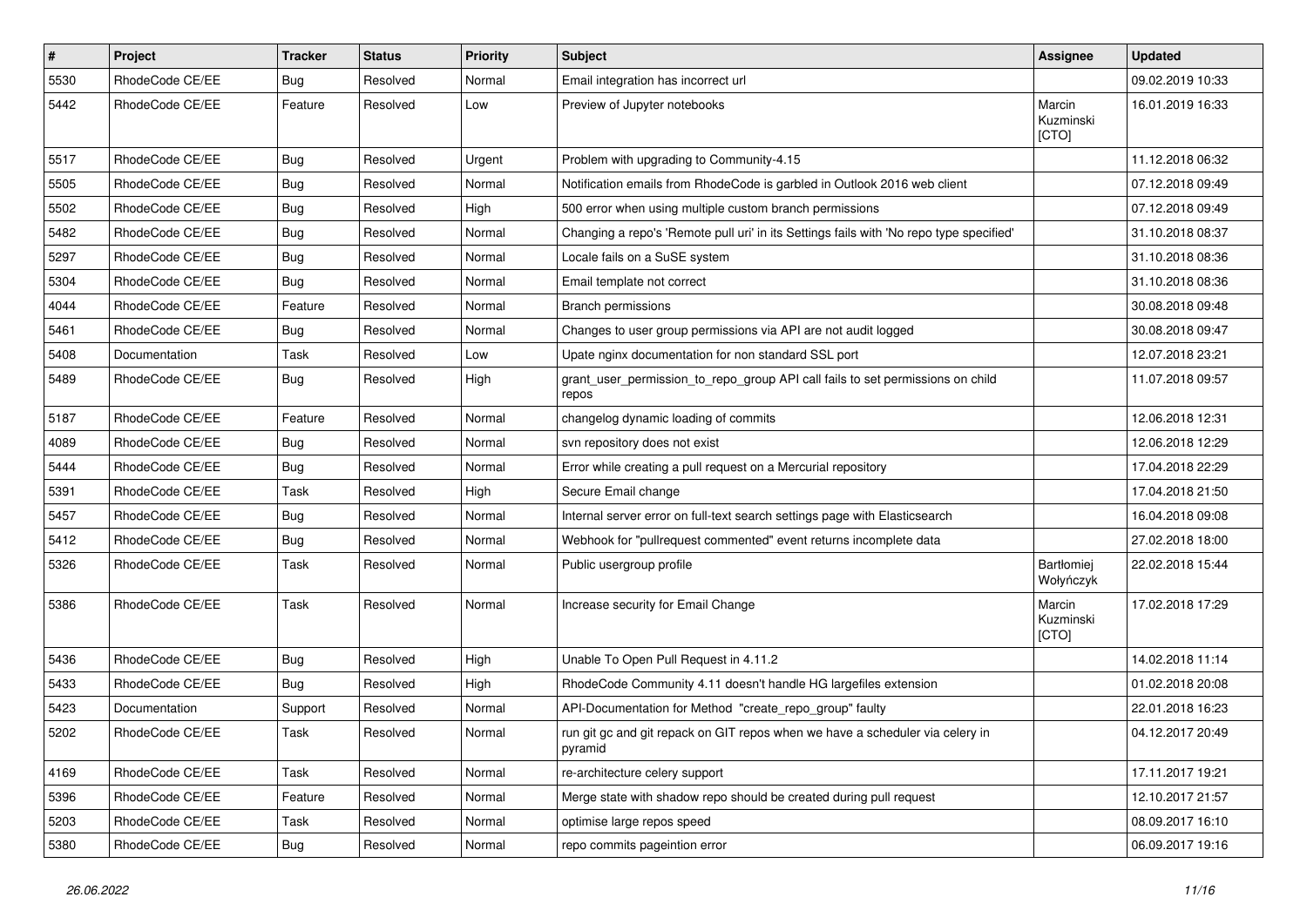| # | Project | Tracker | Status | Priority | Subject | Assignee | Updated |
|---|---|---|---|---|---|---|---|
| 5530 | RhodeCode CE/EE | Bug | Resolved | Normal | Email integration has incorrect url | | 09.02.2019 10:33 |
| 5442 | RhodeCode CE/EE | Feature | Resolved | Low | Preview of Jupyter notebooks | Marcin Kuzminski [CTO] | 16.01.2019 16:33 |
| 5517 | RhodeCode CE/EE | Bug | Resolved | Urgent | Problem with upgrading to Community-4.15 | | 11.12.2018 06:32 |
| 5505 | RhodeCode CE/EE | Bug | Resolved | Normal | Notification emails from RhodeCode is garbled in Outlook 2016 web client | | 07.12.2018 09:49 |
| 5502 | RhodeCode CE/EE | Bug | Resolved | High | 500 error when using multiple custom branch permissions | | 07.12.2018 09:49 |
| 5482 | RhodeCode CE/EE | Bug | Resolved | Normal | Changing a repo's 'Remote pull uri' in its Settings fails with 'No repo type specified' | | 31.10.2018 08:37 |
| 5297 | RhodeCode CE/EE | Bug | Resolved | Normal | Locale fails on a SuSE system | | 31.10.2018 08:36 |
| 5304 | RhodeCode CE/EE | Bug | Resolved | Normal | Email template not correct | | 31.10.2018 08:36 |
| 4044 | RhodeCode CE/EE | Feature | Resolved | Normal | Branch permissions | | 30.08.2018 09:48 |
| 5461 | RhodeCode CE/EE | Bug | Resolved | Normal | Changes to user group permissions via API are not audit logged | | 30.08.2018 09:47 |
| 5408 | Documentation | Task | Resolved | Low | Upate nginx documentation for non standard SSL port | | 12.07.2018 23:21 |
| 5489 | RhodeCode CE/EE | Bug | Resolved | High | grant_user_permission_to_repo_group API call fails to set permissions on child repos | | 11.07.2018 09:57 |
| 5187 | RhodeCode CE/EE | Feature | Resolved | Normal | changelog dynamic loading of commits | | 12.06.2018 12:31 |
| 4089 | RhodeCode CE/EE | Bug | Resolved | Normal | svn repository does not exist | | 12.06.2018 12:29 |
| 5444 | RhodeCode CE/EE | Bug | Resolved | Normal | Error while creating a pull request on a Mercurial repository | | 17.04.2018 22:29 |
| 5391 | RhodeCode CE/EE | Task | Resolved | High | Secure Email change | | 17.04.2018 21:50 |
| 5457 | RhodeCode CE/EE | Bug | Resolved | Normal | Internal server error on full-text search settings page with Elasticsearch | | 16.04.2018 09:08 |
| 5412 | RhodeCode CE/EE | Bug | Resolved | Normal | Webhook for "pullrequest commented" event returns incomplete data | | 27.02.2018 18:00 |
| 5326 | RhodeCode CE/EE | Task | Resolved | Normal | Public usergroup profile | Bartłomiej Wołyńczyk | 22.02.2018 15:44 |
| 5386 | RhodeCode CE/EE | Task | Resolved | Normal | Increase security for Email Change | Marcin Kuzminski [CTO] | 17.02.2018 17:29 |
| 5436 | RhodeCode CE/EE | Bug | Resolved | High | Unable To Open Pull Request in 4.11.2 | | 14.02.2018 11:14 |
| 5433 | RhodeCode CE/EE | Bug | Resolved | High | RhodeCode Community 4.11 doesn't handle HG largefiles extension | | 01.02.2018 20:08 |
| 5423 | Documentation | Support | Resolved | Normal | API-Documentation for Method "create_repo_group" faulty | | 22.01.2018 16:23 |
| 5202 | RhodeCode CE/EE | Task | Resolved | Normal | run git gc and git repack on GIT repos when we have a scheduler via celery in pyramid | | 04.12.2017 20:49 |
| 4169 | RhodeCode CE/EE | Task | Resolved | Normal | re-architecture celery support | | 17.11.2017 19:21 |
| 5396 | RhodeCode CE/EE | Feature | Resolved | Normal | Merge state with shadow repo should be created during pull request | | 12.10.2017 21:57 |
| 5203 | RhodeCode CE/EE | Task | Resolved | Normal | optimise large repos speed | | 08.09.2017 16:10 |
| 5380 | RhodeCode CE/EE | Bug | Resolved | Normal | repo commits pageintion error | | 06.09.2017 19:16 |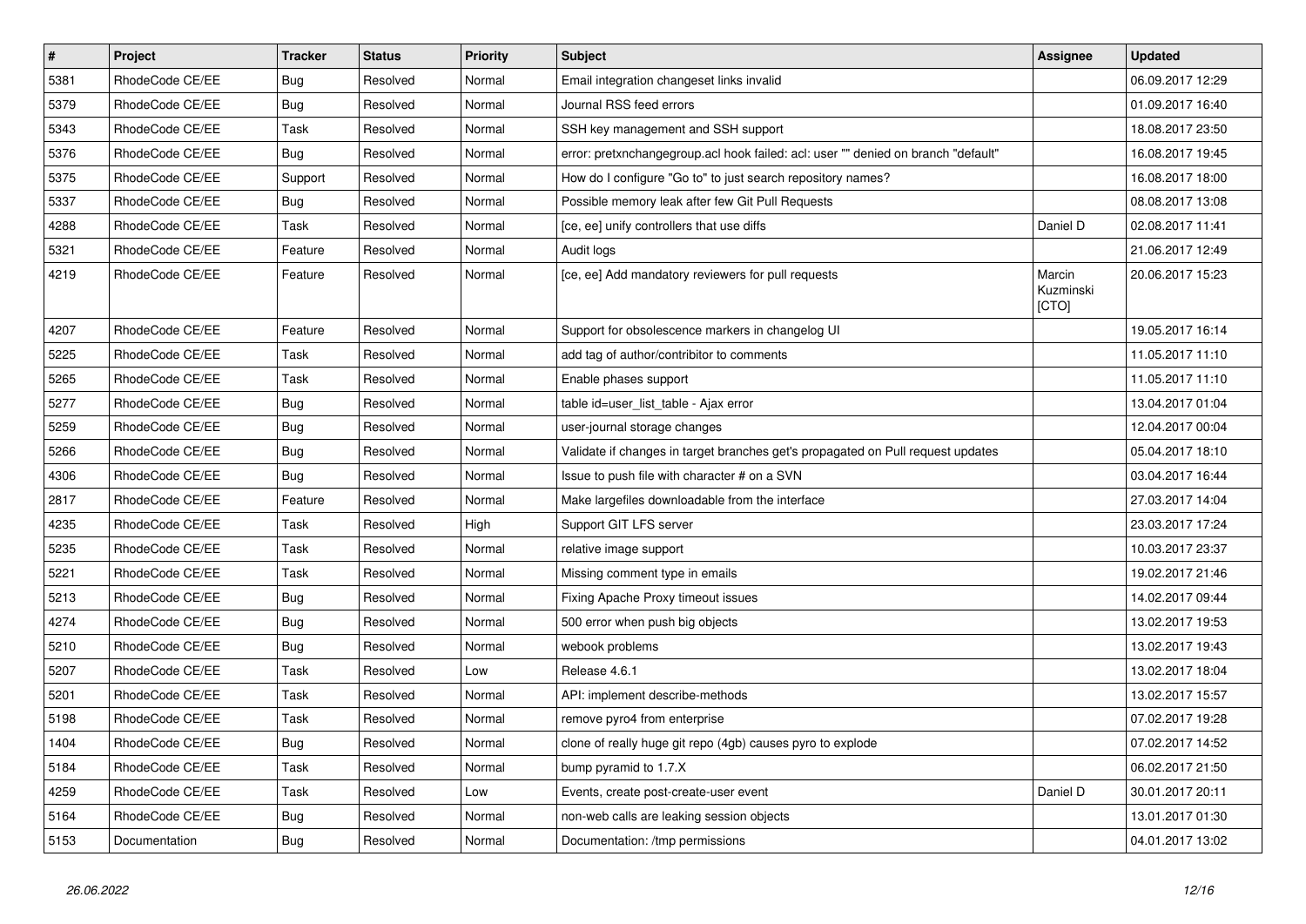| # | Project | Tracker | Status | Priority | Subject | Assignee | Updated |
|---|---|---|---|---|---|---|---|
| 5381 | RhodeCode CE/EE | Bug | Resolved | Normal | Email integration changeset links invalid | | 06.09.2017 12:29 |
| 5379 | RhodeCode CE/EE | Bug | Resolved | Normal | Journal RSS feed errors | | 01.09.2017 16:40 |
| 5343 | RhodeCode CE/EE | Task | Resolved | Normal | SSH key management and SSH support | | 18.08.2017 23:50 |
| 5376 | RhodeCode CE/EE | Bug | Resolved | Normal | error: pretxnchangegroup.acl hook failed: acl: user "" denied on branch "default" | | 16.08.2017 19:45 |
| 5375 | RhodeCode CE/EE | Support | Resolved | Normal | How do I configure "Go to" to just search repository names? | | 16.08.2017 18:00 |
| 5337 | RhodeCode CE/EE | Bug | Resolved | Normal | Possible memory leak after few Git Pull Requests | | 08.08.2017 13:08 |
| 4288 | RhodeCode CE/EE | Task | Resolved | Normal | [ce, ee] unify controllers that use diffs | Daniel D | 02.08.2017 11:41 |
| 5321 | RhodeCode CE/EE | Feature | Resolved | Normal | Audit logs | | 21.06.2017 12:49 |
| 4219 | RhodeCode CE/EE | Feature | Resolved | Normal | [ce, ee] Add mandatory reviewers for pull requests | Marcin Kuzminski [CTO] | 20.06.2017 15:23 |
| 4207 | RhodeCode CE/EE | Feature | Resolved | Normal | Support for obsolescence markers in changelog UI | | 19.05.2017 16:14 |
| 5225 | RhodeCode CE/EE | Task | Resolved | Normal | add tag of author/contribitor to comments | | 11.05.2017 11:10 |
| 5265 | RhodeCode CE/EE | Task | Resolved | Normal | Enable phases support | | 11.05.2017 11:10 |
| 5277 | RhodeCode CE/EE | Bug | Resolved | Normal | table id=user_list_table - Ajax error | | 13.04.2017 01:04 |
| 5259 | RhodeCode CE/EE | Bug | Resolved | Normal | user-journal storage changes | | 12.04.2017 00:04 |
| 5266 | RhodeCode CE/EE | Bug | Resolved | Normal | Validate if changes in target branches get's propagated on Pull request updates | | 05.04.2017 18:10 |
| 4306 | RhodeCode CE/EE | Bug | Resolved | Normal | Issue to push file with character # on a SVN | | 03.04.2017 16:44 |
| 2817 | RhodeCode CE/EE | Feature | Resolved | Normal | Make largefiles downloadable from the interface | | 27.03.2017 14:04 |
| 4235 | RhodeCode CE/EE | Task | Resolved | High | Support GIT LFS server | | 23.03.2017 17:24 |
| 5235 | RhodeCode CE/EE | Task | Resolved | Normal | relative image support | | 10.03.2017 23:37 |
| 5221 | RhodeCode CE/EE | Task | Resolved | Normal | Missing comment type in emails | | 19.02.2017 21:46 |
| 5213 | RhodeCode CE/EE | Bug | Resolved | Normal | Fixing Apache Proxy timeout issues | | 14.02.2017 09:44 |
| 4274 | RhodeCode CE/EE | Bug | Resolved | Normal | 500 error when push big objects | | 13.02.2017 19:53 |
| 5210 | RhodeCode CE/EE | Bug | Resolved | Normal | webook problems | | 13.02.2017 19:43 |
| 5207 | RhodeCode CE/EE | Task | Resolved | Low | Release 4.6.1 | | 13.02.2017 18:04 |
| 5201 | RhodeCode CE/EE | Task | Resolved | Normal | API: implement describe-methods | | 13.02.2017 15:57 |
| 5198 | RhodeCode CE/EE | Task | Resolved | Normal | remove pyro4 from enterprise | | 07.02.2017 19:28 |
| 1404 | RhodeCode CE/EE | Bug | Resolved | Normal | clone of really huge git repo (4gb) causes pyro to explode | | 07.02.2017 14:52 |
| 5184 | RhodeCode CE/EE | Task | Resolved | Normal | bump pyramid to 1.7.X | | 06.02.2017 21:50 |
| 4259 | RhodeCode CE/EE | Task | Resolved | Low | Events, create post-create-user event | Daniel D | 30.01.2017 20:11 |
| 5164 | RhodeCode CE/EE | Bug | Resolved | Normal | non-web calls are leaking session objects | | 13.01.2017 01:30 |
| 5153 | Documentation | Bug | Resolved | Normal | Documentation: /tmp permissions | | 04.01.2017 13:02 |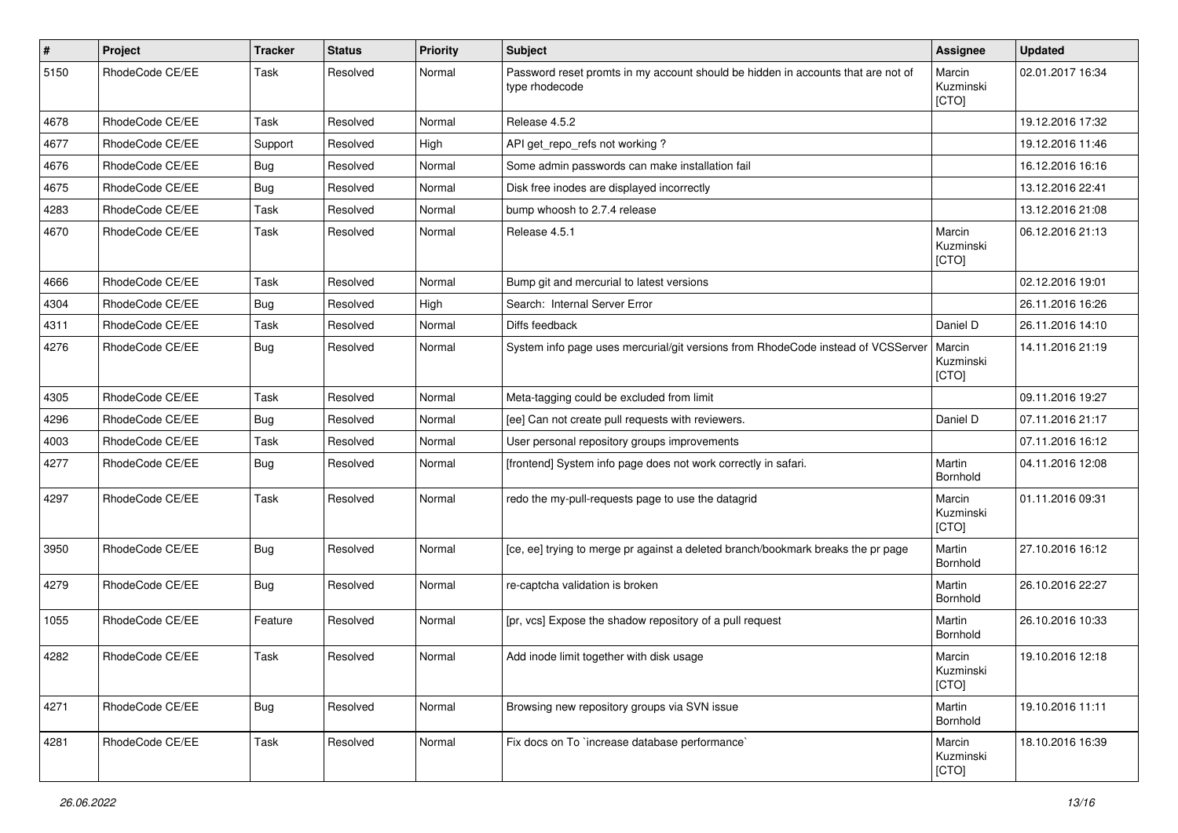| # | Project | Tracker | Status | Priority | Subject | Assignee | Updated |
|---|---|---|---|---|---|---|---|
| 5150 | RhodeCode CE/EE | Task | Resolved | Normal | Password reset promts in my account should be hidden in accounts that are not of type rhodecode | Marcin Kuzminski [CTO] | 02.01.2017 16:34 |
| 4678 | RhodeCode CE/EE | Task | Resolved | Normal | Release 4.5.2 | | 19.12.2016 17:32 |
| 4677 | RhodeCode CE/EE | Support | Resolved | High | API get_repo_refs not working ? | | 19.12.2016 11:46 |
| 4676 | RhodeCode CE/EE | Bug | Resolved | Normal | Some admin passwords can make installation fail | | 16.12.2016 16:16 |
| 4675 | RhodeCode CE/EE | Bug | Resolved | Normal | Disk free inodes are displayed incorrectly | | 13.12.2016 22:41 |
| 4283 | RhodeCode CE/EE | Task | Resolved | Normal | bump whoosh to 2.7.4 release | | 13.12.2016 21:08 |
| 4670 | RhodeCode CE/EE | Task | Resolved | Normal | Release 4.5.1 | Marcin Kuzminski [CTO] | 06.12.2016 21:13 |
| 4666 | RhodeCode CE/EE | Task | Resolved | Normal | Bump git and mercurial to latest versions | | 02.12.2016 19:01 |
| 4304 | RhodeCode CE/EE | Bug | Resolved | High | Search:  Internal Server Error | | 26.11.2016 16:26 |
| 4311 | RhodeCode CE/EE | Task | Resolved | Normal | Diffs feedback | Daniel D | 26.11.2016 14:10 |
| 4276 | RhodeCode CE/EE | Bug | Resolved | Normal | System info page uses mercurial/git versions from RhodeCode instead of VCSServer | Marcin Kuzminski [CTO] | 14.11.2016 21:19 |
| 4305 | RhodeCode CE/EE | Task | Resolved | Normal | Meta-tagging could be excluded from limit | | 09.11.2016 19:27 |
| 4296 | RhodeCode CE/EE | Bug | Resolved | Normal | [ee] Can not create pull requests with reviewers. | Daniel D | 07.11.2016 21:17 |
| 4003 | RhodeCode CE/EE | Task | Resolved | Normal | User personal repository groups improvements | | 07.11.2016 16:12 |
| 4277 | RhodeCode CE/EE | Bug | Resolved | Normal | [frontend] System info page does not work correctly in safari. | Martin Bornhold | 04.11.2016 12:08 |
| 4297 | RhodeCode CE/EE | Task | Resolved | Normal | redo the my-pull-requests page to use the datagrid | Marcin Kuzminski [CTO] | 01.11.2016 09:31 |
| 3950 | RhodeCode CE/EE | Bug | Resolved | Normal | [ce, ee] trying to merge pr against a deleted branch/bookmark breaks the pr page | Martin Bornhold | 27.10.2016 16:12 |
| 4279 | RhodeCode CE/EE | Bug | Resolved | Normal | re-captcha validation is broken | Martin Bornhold | 26.10.2016 22:27 |
| 1055 | RhodeCode CE/EE | Feature | Resolved | Normal | [pr, vcs] Expose the shadow repository of a pull request | Martin Bornhold | 26.10.2016 10:33 |
| 4282 | RhodeCode CE/EE | Task | Resolved | Normal | Add inode limit together with disk usage | Marcin Kuzminski [CTO] | 19.10.2016 12:18 |
| 4271 | RhodeCode CE/EE | Bug | Resolved | Normal | Browsing new repository groups via SVN issue | Martin Bornhold | 19.10.2016 11:11 |
| 4281 | RhodeCode CE/EE | Task | Resolved | Normal | Fix docs on To `increase database performance` | Marcin Kuzminski [CTO] | 18.10.2016 16:39 |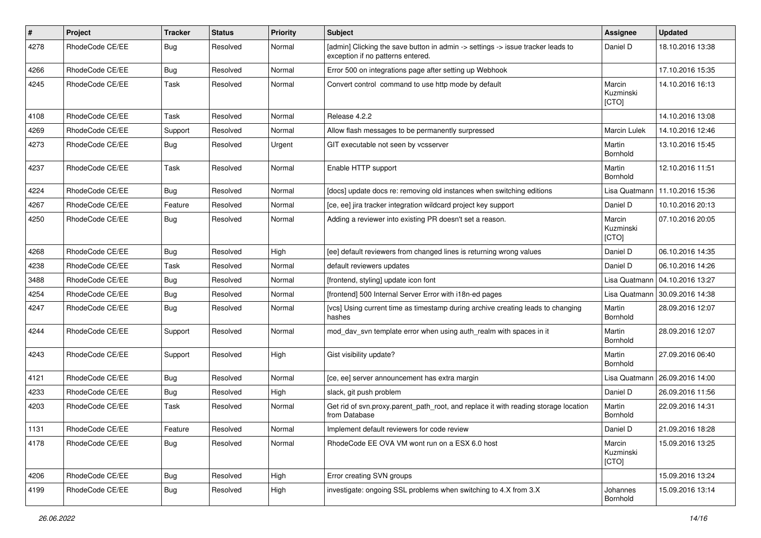| # | Project | Tracker | Status | Priority | Subject | Assignee | Updated |
|---|---|---|---|---|---|---|---|
| 4278 | RhodeCode CE/EE | Bug | Resolved | Normal | [admin] Clicking the save button in admin -> settings -> issue tracker leads to exception if no patterns entered. | Daniel D | 18.10.2016 13:38 |
| 4266 | RhodeCode CE/EE | Bug | Resolved | Normal | Error 500 on integrations page after setting up Webhook | | 17.10.2016 15:35 |
| 4245 | RhodeCode CE/EE | Task | Resolved | Normal | Convert control  command to use http mode by default | Marcin Kuzminski [CTO] | 14.10.2016 16:13 |
| 4108 | RhodeCode CE/EE | Task | Resolved | Normal | Release 4.2.2 | | 14.10.2016 13:08 |
| 4269 | RhodeCode CE/EE | Support | Resolved | Normal | Allow flash messages to be permanently surpressed | Marcin Lulek | 14.10.2016 12:46 |
| 4273 | RhodeCode CE/EE | Bug | Resolved | Urgent | GIT executable not seen by vcsserver | Martin Bornhold | 13.10.2016 15:45 |
| 4237 | RhodeCode CE/EE | Task | Resolved | Normal | Enable HTTP support | Martin Bornhold | 12.10.2016 11:51 |
| 4224 | RhodeCode CE/EE | Bug | Resolved | Normal | [docs] update docs re: removing old instances when switching editions | Lisa Quatmann | 11.10.2016 15:36 |
| 4267 | RhodeCode CE/EE | Feature | Resolved | Normal | [ce, ee] jira tracker integration wildcard project key support | Daniel D | 10.10.2016 20:13 |
| 4250 | RhodeCode CE/EE | Bug | Resolved | Normal | Adding a reviewer into existing PR doesn't set a reason. | Marcin Kuzminski [CTO] | 07.10.2016 20:05 |
| 4268 | RhodeCode CE/EE | Bug | Resolved | High | [ee] default reviewers from changed lines is returning wrong values | Daniel D | 06.10.2016 14:35 |
| 4238 | RhodeCode CE/EE | Task | Resolved | Normal | default reviewers updates | Daniel D | 06.10.2016 14:26 |
| 3488 | RhodeCode CE/EE | Bug | Resolved | Normal | [frontend, styling] update icon font | Lisa Quatmann | 04.10.2016 13:27 |
| 4254 | RhodeCode CE/EE | Bug | Resolved | Normal | [frontend] 500 Internal Server Error with i18n-ed pages | Lisa Quatmann | 30.09.2016 14:38 |
| 4247 | RhodeCode CE/EE | Bug | Resolved | Normal | [vcs] Using current time as timestamp during archive creating leads to changing hashes | Martin Bornhold | 28.09.2016 12:07 |
| 4244 | RhodeCode CE/EE | Support | Resolved | Normal | mod_dav_svn template error when using auth_realm with spaces in it | Martin Bornhold | 28.09.2016 12:07 |
| 4243 | RhodeCode CE/EE | Support | Resolved | High | Gist visibility update? | Martin Bornhold | 27.09.2016 06:40 |
| 4121 | RhodeCode CE/EE | Bug | Resolved | Normal | [ce, ee] server announcement has extra margin | Lisa Quatmann | 26.09.2016 14:00 |
| 4233 | RhodeCode CE/EE | Bug | Resolved | High | slack, git push problem | Daniel D | 26.09.2016 11:56 |
| 4203 | RhodeCode CE/EE | Task | Resolved | Normal | Get rid of svn.proxy.parent_path_root, and replace it with reading storage location from Database | Martin Bornhold | 22.09.2016 14:31 |
| 1131 | RhodeCode CE/EE | Feature | Resolved | Normal | Implement default reviewers for code review | Daniel D | 21.09.2016 18:28 |
| 4178 | RhodeCode CE/EE | Bug | Resolved | Normal | RhodeCode EE OVA VM wont run on a ESX 6.0 host | Marcin Kuzminski [CTO] | 15.09.2016 13:25 |
| 4206 | RhodeCode CE/EE | Bug | Resolved | High | Error creating SVN groups | | 15.09.2016 13:24 |
| 4199 | RhodeCode CE/EE | Bug | Resolved | High | investigate: ongoing SSL problems when switching to 4.X from 3.X | Johannes Bornhold | 15.09.2016 13:14 |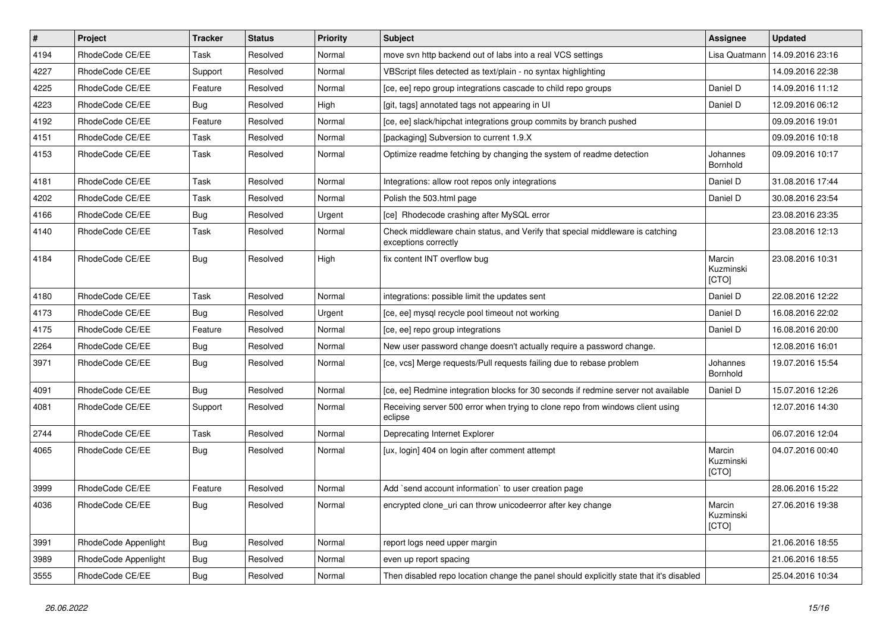| # | Project | Tracker | Status | Priority | Subject | Assignee | Updated |
|---|---|---|---|---|---|---|---|
| 4194 | RhodeCode CE/EE | Task | Resolved | Normal | move svn http backend out of labs into a real VCS settings | Lisa Quatmann | 14.09.2016 23:16 |
| 4227 | RhodeCode CE/EE | Support | Resolved | Normal | VBScript files detected as text/plain - no syntax highlighting | | 14.09.2016 22:38 |
| 4225 | RhodeCode CE/EE | Feature | Resolved | Normal | [ce, ee] repo group integrations cascade to child repo groups | Daniel D | 14.09.2016 11:12 |
| 4223 | RhodeCode CE/EE | Bug | Resolved | High | [git, tags] annotated tags not appearing in UI | Daniel D | 12.09.2016 06:12 |
| 4192 | RhodeCode CE/EE | Feature | Resolved | Normal | [ce, ee] slack/hipchat integrations group commits by branch pushed | | 09.09.2016 19:01 |
| 4151 | RhodeCode CE/EE | Task | Resolved | Normal | [packaging] Subversion to current 1.9.X | | 09.09.2016 10:18 |
| 4153 | RhodeCode CE/EE | Task | Resolved | Normal | Optimize readme fetching by changing the system of readme detection | Johannes Bornhold | 09.09.2016 10:17 |
| 4181 | RhodeCode CE/EE | Task | Resolved | Normal | Integrations: allow root repos only integrations | Daniel D | 31.08.2016 17:44 |
| 4202 | RhodeCode CE/EE | Task | Resolved | Normal | Polish the 503.html page | Daniel D | 30.08.2016 23:54 |
| 4166 | RhodeCode CE/EE | Bug | Resolved | Urgent | [ce] Rhodecode crashing after MySQL error | | 23.08.2016 23:35 |
| 4140 | RhodeCode CE/EE | Task | Resolved | Normal | Check middleware chain status, and Verify that special middleware is catching exceptions correctly | | 23.08.2016 12:13 |
| 4184 | RhodeCode CE/EE | Bug | Resolved | High | fix content INT overflow bug | Marcin Kuzminski [CTO] | 23.08.2016 10:31 |
| 4180 | RhodeCode CE/EE | Task | Resolved | Normal | integrations: possible limit the updates sent | Daniel D | 22.08.2016 12:22 |
| 4173 | RhodeCode CE/EE | Bug | Resolved | Urgent | [ce, ee] mysql recycle pool timeout not working | Daniel D | 16.08.2016 22:02 |
| 4175 | RhodeCode CE/EE | Feature | Resolved | Normal | [ce, ee] repo group integrations | Daniel D | 16.08.2016 20:00 |
| 2264 | RhodeCode CE/EE | Bug | Resolved | Normal | New user password change doesn't actually require a password change. | | 12.08.2016 16:01 |
| 3971 | RhodeCode CE/EE | Bug | Resolved | Normal | [ce, vcs] Merge requests/Pull requests failing due to rebase problem | Johannes Bornhold | 19.07.2016 15:54 |
| 4091 | RhodeCode CE/EE | Bug | Resolved | Normal | [ce, ee] Redmine integration blocks for 30 seconds if redmine server not available | Daniel D | 15.07.2016 12:26 |
| 4081 | RhodeCode CE/EE | Support | Resolved | Normal | Receiving server 500 error when trying to clone repo from windows client using eclipse | | 12.07.2016 14:30 |
| 2744 | RhodeCode CE/EE | Task | Resolved | Normal | Deprecating Internet Explorer | | 06.07.2016 12:04 |
| 4065 | RhodeCode CE/EE | Bug | Resolved | Normal | [ux, login] 404 on login after comment attempt | Marcin Kuzminski [CTO] | 04.07.2016 00:40 |
| 3999 | RhodeCode CE/EE | Feature | Resolved | Normal | Add `send account information` to user creation page | | 28.06.2016 15:22 |
| 4036 | RhodeCode CE/EE | Bug | Resolved | Normal | encrypted clone_uri can throw unicodeerror after key change | Marcin Kuzminski [CTO] | 27.06.2016 19:38 |
| 3991 | RhodeCode Appenlight | Bug | Resolved | Normal | report logs need upper margin | | 21.06.2016 18:55 |
| 3989 | RhodeCode Appenlight | Bug | Resolved | Normal | even up report spacing | | 21.06.2016 18:55 |
| 3555 | RhodeCode CE/EE | Bug | Resolved | Normal | Then disabled repo location change the panel should explicitly state that it's disabled | | 25.04.2016 10:34 |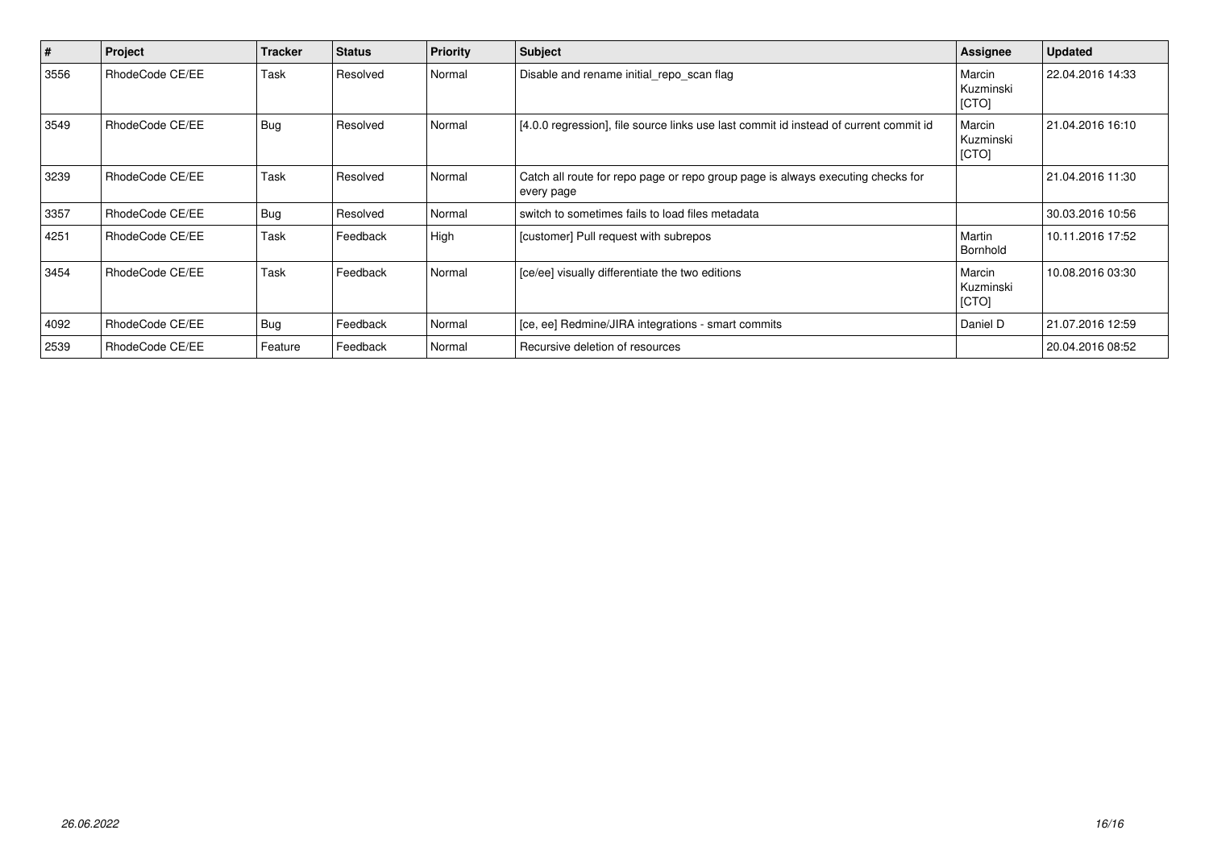| # | Project | Tracker | Status | Priority | Subject | Assignee | Updated |
| --- | --- | --- | --- | --- | --- | --- | --- |
| 3556 | RhodeCode CE/EE | Task | Resolved | Normal | Disable and rename initial_repo_scan flag | Marcin Kuzminski [CTO] | 22.04.2016 14:33 |
| 3549 | RhodeCode CE/EE | Bug | Resolved | Normal | [4.0.0 regression], file source links use last commit id instead of current commit id | Marcin Kuzminski [CTO] | 21.04.2016 16:10 |
| 3239 | RhodeCode CE/EE | Task | Resolved | Normal | Catch all route for repo page or repo group page is always executing checks for every page | | 21.04.2016 11:30 |
| 3357 | RhodeCode CE/EE | Bug | Resolved | Normal | switch to sometimes fails to load files metadata | | 30.03.2016 10:56 |
| 4251 | RhodeCode CE/EE | Task | Feedback | High | [customer] Pull request with subrepos | Martin Bornhold | 10.11.2016 17:52 |
| 3454 | RhodeCode CE/EE | Task | Feedback | Normal | [ce/ee] visually differentiate the two editions | Marcin Kuzminski [CTO] | 10.08.2016 03:30 |
| 4092 | RhodeCode CE/EE | Bug | Feedback | Normal | [ce, ee] Redmine/JIRA integrations - smart commits | Daniel D | 21.07.2016 12:59 |
| 2539 | RhodeCode CE/EE | Feature | Feedback | Normal | Recursive deletion of resources | | 20.04.2016 08:52 |